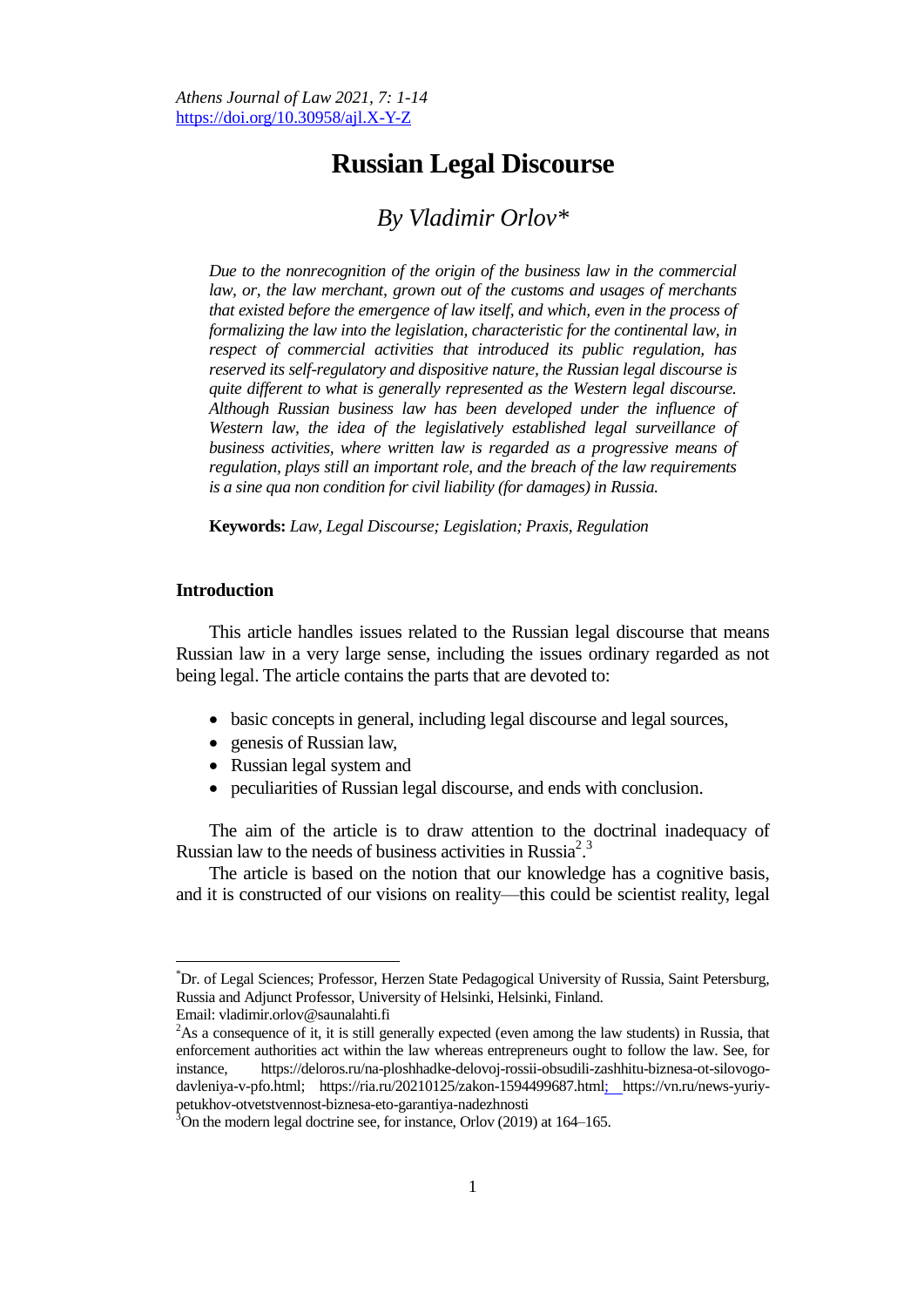# Russian Legal Discourse

## *By Vladimir Orlov**

*Due to the nonrecognition of the origin of the business law in the commercial law, or, the law merchant, grown out of the customs and usages of merchants that existed before the emergence of law itself, and which, even in the process of formalizing the law into the legislation, characteristic for the continental law, in respect of commercial activities that introduced its public regulation, has reserved its self-regulatory and dispositive nature, the Russian legal discourse is quite different to what is generally represented as the Western legal discourse. Although Russian business law has been developed under the influence of Western law, the idea of the legislatively established legal surveillance of business activities, where written law is regarded as a progressive means of regulation, plays still an important role, and the breach of the law requirements is a sine qua non condition for civil liability (for damages) in Russia.*

**Keywords:** *Law, Legal Discourse; Legislation; Praxis, Regulation*

### Introduction

This article handles issues related to the Russian legal discourse that means Russian law in a very large sense, including the issues ordinary regarded as not being legal. The article contains the parts that are devoted to:

- basic concepts in general, including legal discourse and legal sources,
- genesis of Russian law,
- Russian legal system and
- peculiarities of Russian legal discourse, and ends with conclusion.

The aim of the article is to draw attention to the doctrinal inadequacy of Russian law to the needs of business activities in Russia[2].[3]

The article is based on the notion that our knowledge has a cognitive basis, and it is constructed of our visions on reality—this could be scientist reality, legal

---

*Dr. of Legal Sciences; Professor, Herzen State Pedagogical University of Russia, Saint Petersburg, Russia and Adjunct Professor, University of Helsinki, Helsinki, Finland. Email: vladimir.orlov@saunalahti.fi

[2]As a consequence of it, it is still generally expected (even among the law students) in Russia, that enforcement authorities act within the law whereas entrepreneurs ought to follow the law. See, for instance, https://deloros.ru/na-ploshhadke-delovoj-rossii-obsudili-zashhitu-biznesa-ot-silovogo-davleniya-v-pfo.html; https://ria.ru/20210125/zakon-1594499687.html; https://vn.ru/news-yuriy-petukhov-otvetstvennost-biznesa-eto-garantiya-nadezhnosti

[3]On the modern legal doctrine see, for instance, Orlov (2019) at 164–165.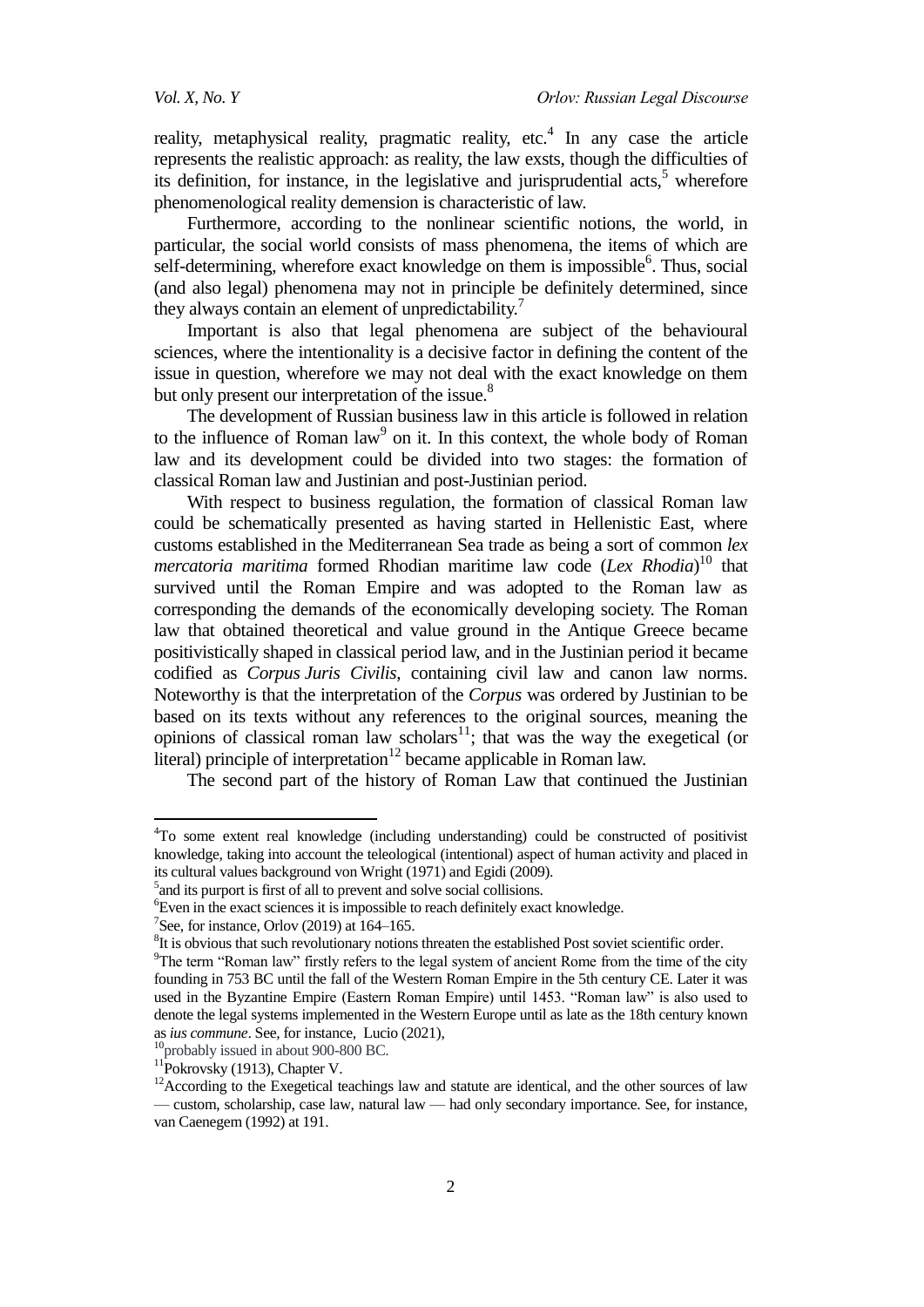reality, metaphysical reality, pragmatic reality, etc.[4] In any case the article represents the realistic approach: as reality, the law exsts, though the difficulties of its definition, for instance, in the legislative and jurisprudential acts,[5] wherefore phenomenological reality demension is characteristic of law.

Furthermore, according to the nonlinear scientific notions, the world, in particular, the social world consists of mass phenomena, the items of which are self-determining, wherefore exact knowledge on them is impossible[6]. Thus, social (and also legal) phenomena may not in principle be definitely determined, since they always contain an element of unpredictability.[7]

Important is also that legal phenomena are subject of the behavioural sciences, where the intentionality is a decisive factor in defining the content of the issue in question, wherefore we may not deal with the exact knowledge on them but only present our interpretation of the issue.[8]

The development of Russian business law in this article is followed in relation to the influence of Roman law[9] on it. In this context, the whole body of Roman law and its development could be divided into two stages: the formation of classical Roman law and Justinian and post-Justinian period.

With respect to business regulation, the formation of classical Roman law could be schematically presented as having started in Hellenistic East, where customs established in the Mediterranean Sea trade as being a sort of common *lex mercatoria maritima* formed Rhodian maritime law code (*Lex Rhodia*)[10] that survived until the Roman Empire and was adopted to the Roman law as corresponding the demands of the economically developing society. The Roman law that obtained theoretical and value ground in the Antique Greece became positivistically shaped in classical period law, and in the Justinian period it became codified as *Corpus Juris Civilis*, containing civil law and canon law norms. Noteworthy is that the interpretation of the *Corpus* was ordered by Justinian to be based on its texts without any references to the original sources, meaning the opinions of classical roman law scholars[11]; that was the way the exegetical (or literal) principle of interpretation[12] became applicable in Roman law.

The second part of the history of Roman Law that continued the Justinian

---

[4] To some extent real knowledge (including understanding) could be constructed of positivist knowledge, taking into account the teleological (intentional) aspect of human activity and placed in its cultural values background von Wright (1971) and Egidi (2009).

[5] and its purport is first of all to prevent and solve social collisions.

[6] Even in the exact sciences it is impossible to reach definitely exact knowledge.

[7] See, for instance, Orlov (2019) at 164–165.

[8] It is obvious that such revolutionary notions threaten the established Post soviet scientific order.

[9] The term "Roman law" firstly refers to the legal system of ancient Rome from the time of the city founding in 753 BC until the fall of the Western Roman Empire in the 5th century CE. Later it was used in the Byzantine Empire (Eastern Roman Empire) until 1453. "Roman law" is also used to denote the legal systems implemented in the Western Europe until as late as the 18th century known as *ius commune*. See, for instance, Lucio (2021),

[10] probably issued in about 900-800 BC.

[11] Pokrovsky (1913), Chapter V.

[12] According to the Exegetical teachings law and statute are identical, and the other sources of law — custom, scholarship, case law, natural law — had only secondary importance. See, for instance, van Caenegem (1992) at 191.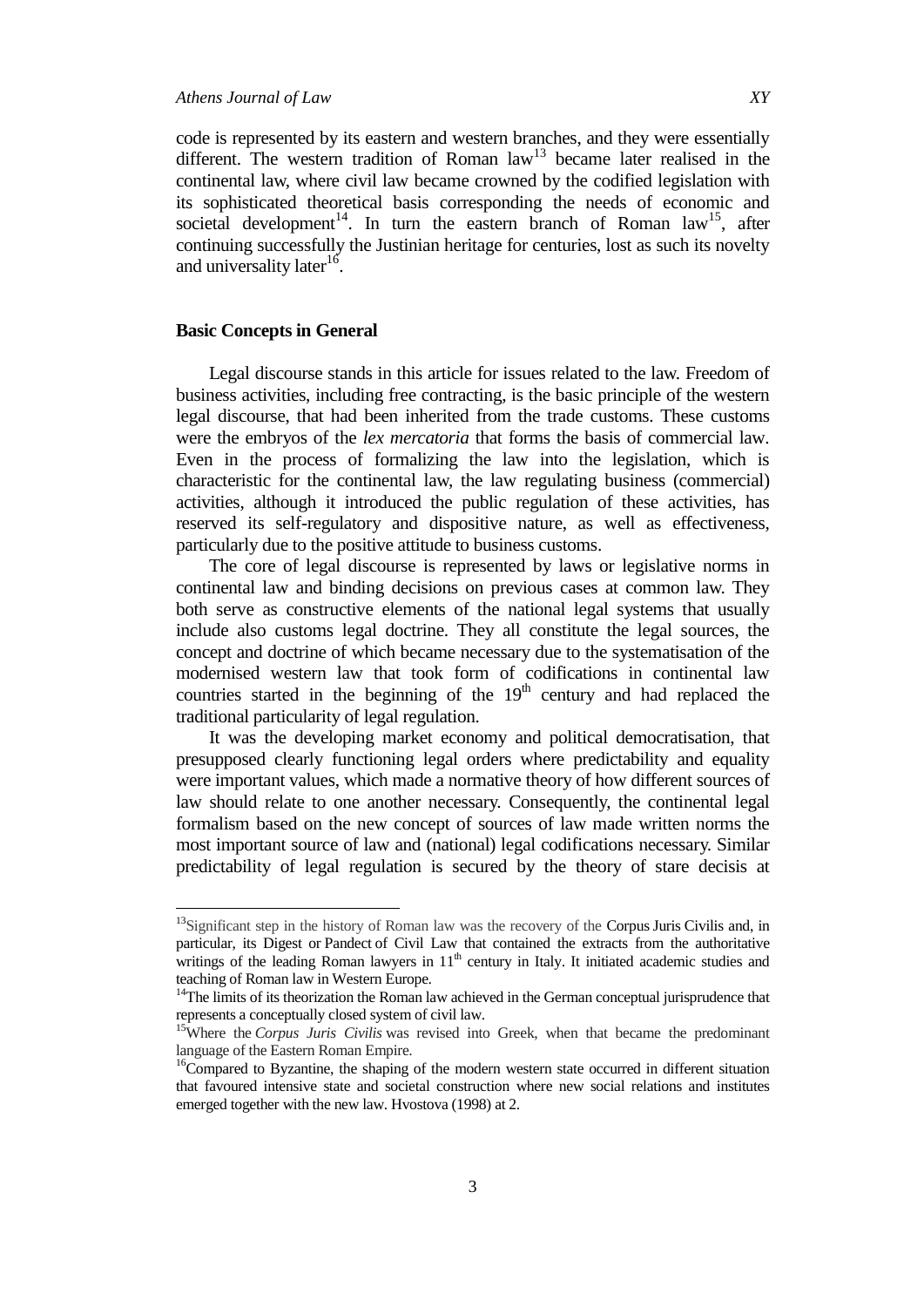code is represented by its eastern and western branches, and they were essentially different. The western tradition of Roman law[13] became later realised in the continental law, where civil law became crowned by the codified legislation with its sophisticated theoretical basis corresponding the needs of economic and societal development[14]. In turn the eastern branch of Roman law[15], after continuing successfully the Justinian heritage for centuries, lost as such its novelty and universality later[16].

## Basic Concepts in General

Legal discourse stands in this article for issues related to the law. Freedom of business activities, including free contracting, is the basic principle of the western legal discourse, that had been inherited from the trade customs. These customs were the embryos of the *lex mercatoria* that forms the basis of commercial law. Even in the process of formalizing the law into the legislation, which is characteristic for the continental law, the law regulating business (commercial) activities, although it introduced the public regulation of these activities, has reserved its self-regulatory and dispositive nature, as well as effectiveness, particularly due to the positive attitude to business customs.

The core of legal discourse is represented by laws or legislative norms in continental law and binding decisions on previous cases at common law. They both serve as constructive elements of the national legal systems that usually include also customs legal doctrine. They all constitute the legal sources, the concept and doctrine of which became necessary due to the systematisation of the modernised western law that took form of codifications in continental law countries started in the beginning of the 19th century and had replaced the traditional particularity of legal regulation.

It was the developing market economy and political democratisation, that presupposed clearly functioning legal orders where predictability and equality were important values, which made a normative theory of how different sources of law should relate to one another necessary. Consequently, the continental legal formalism based on the new concept of sources of law made written norms the most important source of law and (national) legal codifications necessary. Similar predictability of legal regulation is secured by the theory of stare decisis at

---

[13] Significant step in the history of Roman law was the recovery of the Corpus Juris Civilis and, in particular, its Digest or Pandect of Civil Law that contained the extracts from the authoritative writings of the leading Roman lawyers in 11th century in Italy. It initiated academic studies and teaching of Roman law in Western Europe.

[14] The limits of its theorization the Roman law achieved in the German conceptual jurisprudence that represents a conceptually closed system of civil law.

[15] Where the *Corpus Juris Civilis* was revised into Greek, when that became the predominant language of the Eastern Roman Empire.

[16] Compared to Byzantine, the shaping of the modern western state occurred in different situation that favoured intensive state and societal construction where new social relations and institutes emerged together with the new law. Hvostova (1998) at 2.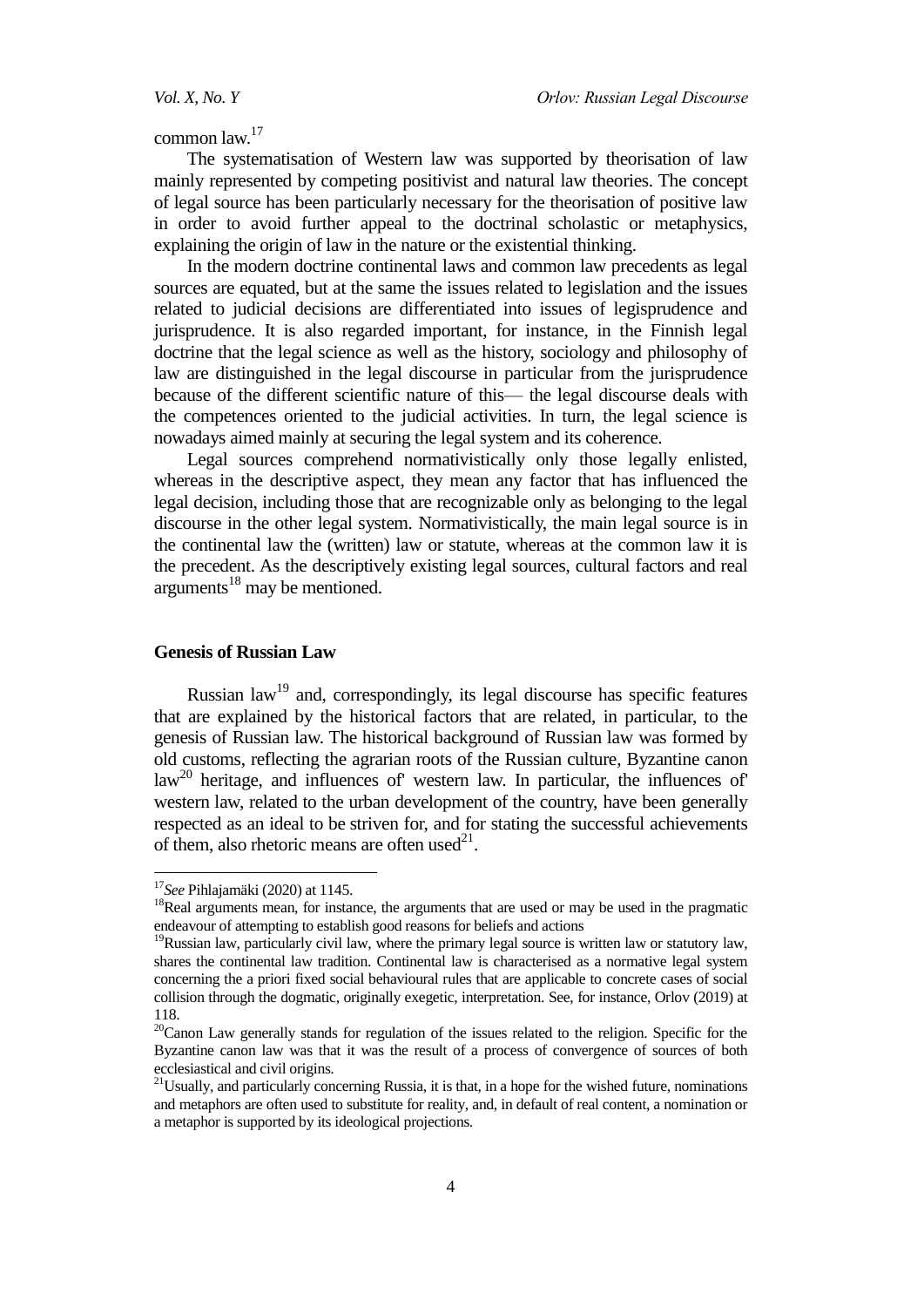common law.[17]

The systematisation of Western law was supported by theorisation of law mainly represented by competing positivist and natural law theories. The concept of legal source has been particularly necessary for the theorisation of positive law in order to avoid further appeal to the doctrinal scholastic or metaphysics, explaining the origin of law in the nature or the existential thinking.

In the modern doctrine continental laws and common law precedents as legal sources are equated, but at the same the issues related to legislation and the issues related to judicial decisions are differentiated into issues of legisprudence and jurisprudence. It is also regarded important, for instance, in the Finnish legal doctrine that the legal science as well as the history, sociology and philosophy of law are distinguished in the legal discourse in particular from the jurisprudence because of the different scientific nature of this— the legal discourse deals with the competences oriented to the judicial activities. In turn, the legal science is nowadays aimed mainly at securing the legal system and its coherence.

Legal sources comprehend normativistically only those legally enlisted, whereas in the descriptive aspect, they mean any factor that has influenced the legal decision, including those that are recognizable only as belonging to the legal discourse in the other legal system. Normativistically, the main legal source is in the continental law the (written) law or statute, whereas at the common law it is the precedent. As the descriptively existing legal sources, cultural factors and real arguments[18] may be mentioned.

## Genesis of Russian Law

Russian law[19] and, correspondingly, its legal discourse has specific features that are explained by the historical factors that are related, in particular, to the genesis of Russian law. The historical background of Russian law was formed by old customs, reflecting the agrarian roots of the Russian culture, Byzantine canon law[20] heritage, and influences of' western law. In particular, the influences of' western law, related to the urban development of the country, have been generally respected as an ideal to be striven for, and for stating the successful achievements of them, also rhetoric means are often used[21].

---

[17] *See* Pihlajamäki (2020) at 1145.

[18] Real arguments mean, for instance, the arguments that are used or may be used in the pragmatic endeavour of attempting to establish good reasons for beliefs and actions

[19] Russian law, particularly civil law, where the primary legal source is written law or statutory law, shares the continental law tradition. Continental law is characterised as a normative legal system concerning the a priori fixed social behavioural rules that are applicable to concrete cases of social collision through the dogmatic, originally exegetic, interpretation. See, for instance, Orlov (2019) at 118.

[20] Canon Law generally stands for regulation of the issues related to the religion. Specific for the Byzantine canon law was that it was the result of a process of convergence of sources of both ecclesiastical and civil origins.

[21] Usually, and particularly concerning Russia, it is that, in a hope for the wished future, nominations and metaphors are often used to substitute for reality, and, in default of real content, a nomination or a metaphor is supported by its ideological projections.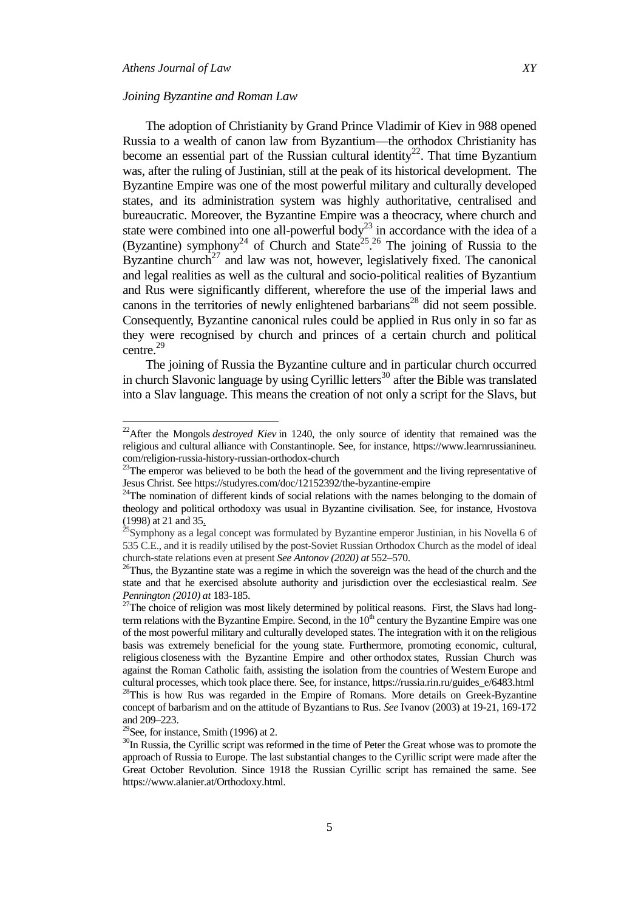### *Joining Byzantine and Roman Law*

The adoption of Christianity by Grand Prince Vladimir of Kiev in 988 opened Russia to a wealth of canon law from Byzantium—the orthodox Christianity has become an essential part of the Russian cultural identity[22]. That time Byzantium was, after the ruling of Justinian, still at the peak of its historical development. The Byzantine Empire was one of the most powerful military and culturally developed states, and its administration system was highly authoritative, centralised and bureaucratic. Moreover, the Byzantine Empire was a theocracy, where church and state were combined into one all-powerful body[23] in accordance with the idea of a (Byzantine) symphony[24] of Church and State[25].[26] The joining of Russia to the Byzantine church[27] and law was not, however, legislatively fixed. The canonical and legal realities as well as the cultural and socio-political realities of Byzantium and Rus were significantly different, wherefore the use of the imperial laws and canons in the territories of newly enlightened barbarians[28] did not seem possible. Consequently, Byzantine canonical rules could be applied in Rus only in so far as they were recognised by church and princes of a certain church and political centre.[29]

The joining of Russia the Byzantine culture and in particular church occurred in church Slavonic language by using Cyrillic letters[30] after the Bible was translated into a Slav language. This means the creation of not only a script for the Slavs, but

---

[22]After the Mongols *destroyed Kiev* in 1240, the only source of identity that remained was the religious and cultural alliance with Constantinople. See, for instance, https://www.learnrussianineu.com/religion-russia-history-russian-orthodox-church

[23]The emperor was believed to be both the head of the government and the living representative of Jesus Christ. See https://studyres.com/doc/12152392/the-byzantine-empire

[24]The nomination of different kinds of social relations with the names belonging to the domain of theology and political orthodoxy was usual in Byzantine civilisation. See, for instance, Hvostova (1998) at 21 and 35.

[25]Symphony as a legal concept was formulated by Byzantine emperor Justinian, in his Novella 6 of 535 C.E., and it is readily utilised by the post-Soviet Russian Orthodox Church as the model of ideal church-state relations even at present *See Antonov (2020) at* 552–570.

[26]Thus, the Byzantine state was a regime in which the sovereign was the head of the church and the state and that he exercised absolute authority and jurisdiction over the ecclesiastical realm. *See Pennington (2010) at* 183-185.

[27]The choice of religion was most likely determined by political reasons. First, the Slavs had long-term relations with the Byzantine Empire. Second, in the 10th century the Byzantine Empire was one of the most powerful military and culturally developed states. The integration with it on the religious basis was extremely beneficial for the young state. Furthermore, promoting economic, cultural, religious closeness with the Byzantine Empire and other orthodox states, Russian Church was against the Roman Catholic faith, assisting the isolation from the countries of Western Europe and cultural processes, which took place there. See, for instance, https://russia.rin.ru/guides_e/6483.html

[28]This is how Rus was regarded in the Empire of Romans. More details on Greek-Byzantine concept of barbarism and on the attitude of Byzantians to Rus. *See* Ivanov (2003) at 19-21, 169-172 and 209–223.

[29]See, for instance, Smith (1996) at 2.

[30]In Russia, the Cyrillic script was reformed in the time of Peter the Great whose was to promote the approach of Russia to Europe. The last substantial changes to the Cyrillic script were made after the Great October Revolution. Since 1918 the Russian Cyrillic script has remained the same. See https://www.alanier.at/Orthodoxy.html.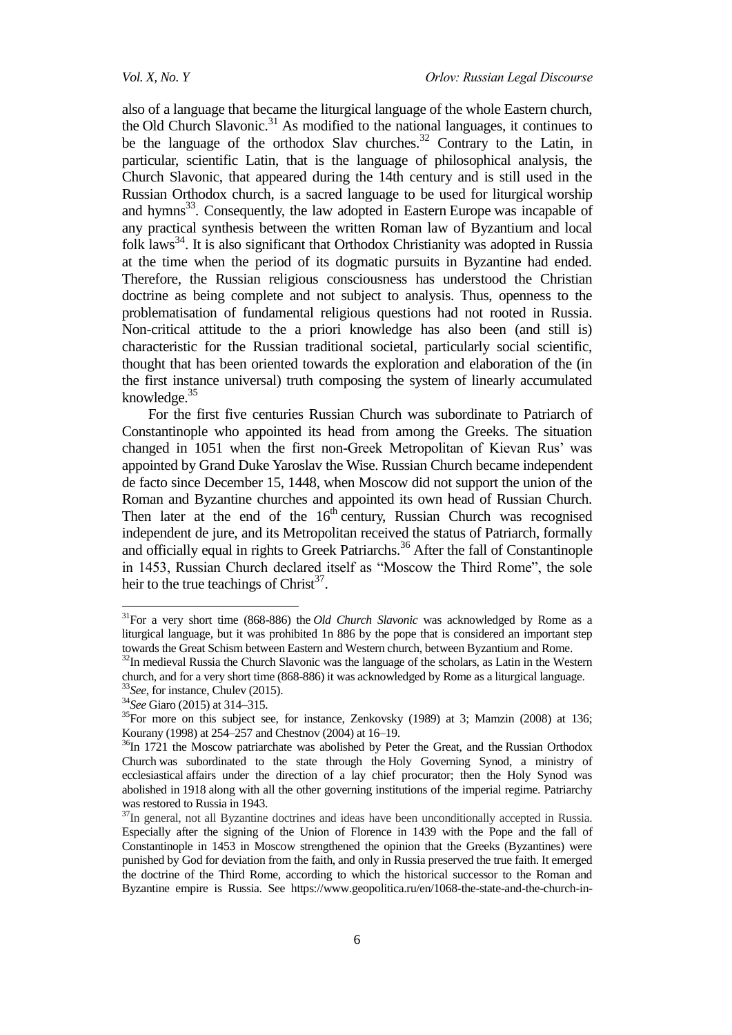also of a language that became the liturgical language of the whole Eastern church, the Old Church Slavonic.[31] As modified to the national languages, it continues to be the language of the orthodox Slav churches.[32] Contrary to the Latin, in particular, scientific Latin, that is the language of philosophical analysis, the Church Slavonic, that appeared during the 14th century and is still used in the Russian Orthodox church, is a sacred language to be used for liturgical worship and hymns[33]. Consequently, the law adopted in Eastern Europe was incapable of any practical synthesis between the written Roman law of Byzantium and local folk laws[34]. It is also significant that Orthodox Christianity was adopted in Russia at the time when the period of its dogmatic pursuits in Byzantine had ended. Therefore, the Russian religious consciousness has understood the Christian doctrine as being complete and not subject to analysis. Thus, openness to the problematisation of fundamental religious questions had not rooted in Russia. Non-critical attitude to the a priori knowledge has also been (and still is) characteristic for the Russian traditional societal, particularly social scientific, thought that has been oriented towards the exploration and elaboration of the (in the first instance universal) truth composing the system of linearly accumulated knowledge.[35]

For the first five centuries Russian Church was subordinate to Patriarch of Constantinople who appointed its head from among the Greeks. The situation changed in 1051 when the first non-Greek Metropolitan of Kievan Rus' was appointed by Grand Duke Yaroslav the Wise. Russian Church became independent de facto since December 15, 1448, when Moscow did not support the union of the Roman and Byzantine churches and appointed its own head of Russian Church. Then later at the end of the 16th century, Russian Church was recognised independent de jure, and its Metropolitan received the status of Patriarch, formally and officially equal in rights to Greek Patriarchs.[36] After the fall of Constantinople in 1453, Russian Church declared itself as "Moscow the Third Rome", the sole heir to the true teachings of Christ[37].

[31]For a very short time (868-886) the *Old Church Slavonic* was acknowledged by Rome as a liturgical language, but it was prohibited 1n 886 by the pope that is considered an important step towards the Great Schism between Eastern and Western church, between Byzantium and Rome.

[32]In medieval Russia the Church Slavonic was the language of the scholars, as Latin in the Western church, and for a very short time (868-886) it was acknowledged by Rome as a liturgical language.

[33]*See*, for instance, Chulev (2015).

[34]*See* Giaro (2015) at 314–315.

[35]For more on this subject see, for instance, Zenkovsky (1989) at 3; Mamzin (2008) at 136; Kourany (1998) at 254–257 and Chestnov (2004) at 16–19.

[36]In 1721 the Moscow patriarchate was abolished by Peter the Great, and the Russian Orthodox Church was subordinated to the state through the Holy Governing Synod, a ministry of ecclesiastical affairs under the direction of a lay chief procurator; then the Holy Synod was abolished in 1918 along with all the other governing institutions of the imperial regime. Patriarchy was restored to Russia in 1943.

[37]In general, not all Byzantine doctrines and ideas have been unconditionally accepted in Russia. Especially after the signing of the Union of Florence in 1439 with the Pope and the fall of Constantinople in 1453 in Moscow strengthened the opinion that the Greeks (Byzantines) were punished by God for deviation from the faith, and only in Russia preserved the true faith. It emerged the doctrine of the Third Rome, according to which the historical successor to the Roman and Byzantine empire is Russia. See https://www.geopolitica.ru/en/1068-the-state-and-the-church-in-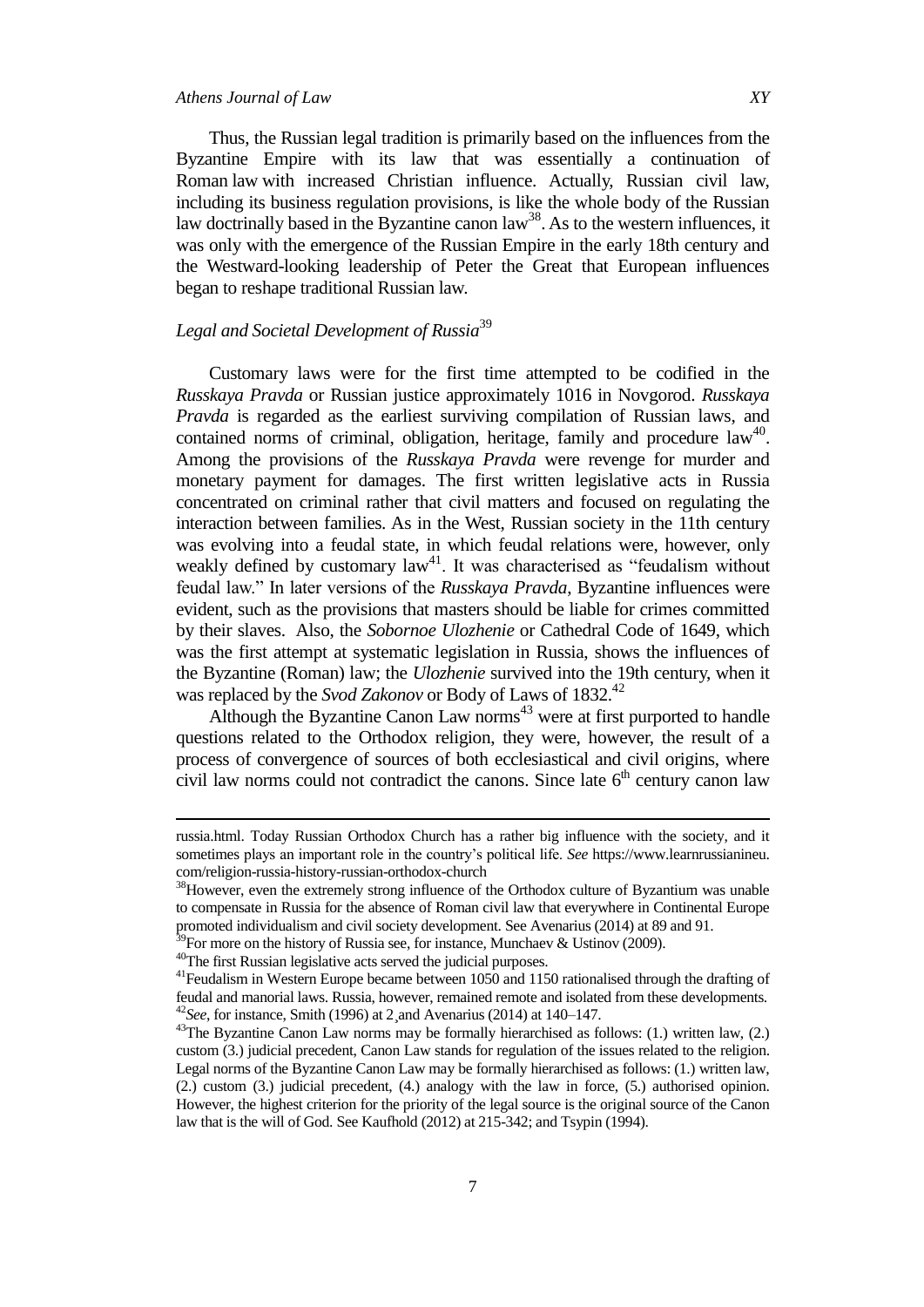Thus, the Russian legal tradition is primarily based on the influences from the Byzantine Empire with its law that was essentially a continuation of Roman law with increased Christian influence. Actually, Russian civil law, including its business regulation provisions, is like the whole body of the Russian law doctrinally based in the Byzantine canon law[38]. As to the western influences, it was only with the emergence of the Russian Empire in the early 18th century and the Westward-looking leadership of Peter the Great that European influences began to reshape traditional Russian law.

## *Legal and Societal Development of Russia*[39]

Customary laws were for the first time attempted to be codified in the *Russkaya Pravda* or Russian justice approximately 1016 in Novgorod. *Russkaya Pravda* is regarded as the earliest surviving compilation of Russian laws, and contained norms of criminal, obligation, heritage, family and procedure law[40]. Among the provisions of the *Russkaya Pravda* were revenge for murder and monetary payment for damages. The first written legislative acts in Russia concentrated on criminal rather that civil matters and focused on regulating the interaction between families. As in the West, Russian society in the 11th century was evolving into a feudal state, in which feudal relations were, however, only weakly defined by customary law[41]. It was characterised as "feudalism without feudal law." In later versions of the *Russkaya Pravda*, Byzantine influences were evident, such as the provisions that masters should be liable for crimes committed by their slaves. Also, the *Sobornoe Ulozhenie* or Cathedral Code of 1649, which was the first attempt at systematic legislation in Russia, shows the influences of the Byzantine (Roman) law; the *Ulozhenie* survived into the 19th century, when it was replaced by the *Svod Zakonov* or Body of Laws of 1832.[42]

Although the Byzantine Canon Law norms[43] were at first purported to handle questions related to the Orthodox religion, they were, however, the result of a process of convergence of sources of both ecclesiastical and civil origins, where civil law norms could not contradict the canons. Since late 6th century canon law

---

russia.html. Today Russian Orthodox Church has a rather big influence with the society, and it sometimes plays an important role in the country's political life. *See* https://www.learnrussianineu.com/religion-russia-history-russian-orthodox-church

[38]However, even the extremely strong influence of the Orthodox culture of Byzantium was unable to compensate in Russia for the absence of Roman civil law that everywhere in Continental Europe promoted individualism and civil society development. See Avenarius (2014) at 89 and 91.

[39]For more on the history of Russia see, for instance, Munchaev & Ustinov (2009).

[40]The first Russian legislative acts served the judicial purposes.

[41]Feudalism in Western Europe became between 1050 and 1150 rationalised through the drafting of feudal and manorial laws. Russia, however, remained remote and isolated from these developments.

[42]*See*, for instance, Smith (1996) at 2¸and Avenarius (2014) at 140–147.

[43]The Byzantine Canon Law norms may be formally hierarchised as follows: (1.) written law, (2.) custom (3.) judicial precedent, Canon Law stands for regulation of the issues related to the religion. Legal norms of the Byzantine Canon Law may be formally hierarchised as follows: (1.) written law, (2.) custom (3.) judicial precedent, (4.) analogy with the law in force, (5.) authorised opinion. However, the highest criterion for the priority of the legal source is the original source of the Canon law that is the will of God. See Kaufhold (2012) at 215-342; and Tsypin (1994).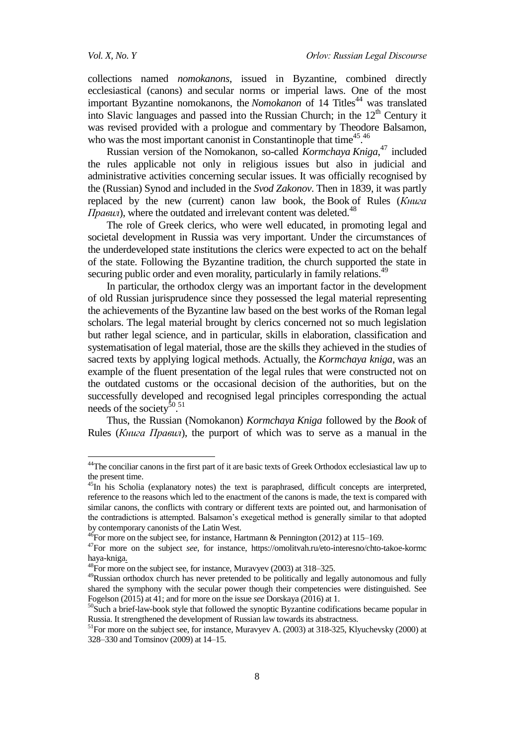collections named *nomokanons*, issued in Byzantine, combined directly ecclesiastical (canons) and secular norms or imperial laws. One of the most important Byzantine nomokanons, the *Nomokanon* of 14 Titles[44] was translated into Slavic languages and passed into the Russian Church; in the 12th Century it was revised provided with a prologue and commentary by Theodore Balsamon, who was the most important canonist in Constantinople that time[45].[46]

Russian version of the Nomokanon, so-called *Kormchaya Kniga*,[47] included the rules applicable not only in religious issues but also in judicial and administrative activities concerning secular issues. It was officially recognised by the (Russian) Synod and included in the *Svod Zakonov*. Then in 1839, it was partly replaced by the new (current) canon law book, the Book of Rules (*Книга Правил*), where the outdated and irrelevant content was deleted.[48]

The role of Greek clerics, who were well educated, in promoting legal and societal development in Russia was very important. Under the circumstances of the underdeveloped state institutions the clerics were expected to act on the behalf of the state. Following the Byzantine tradition, the church supported the state in securing public order and even morality, particularly in family relations.[49]

In particular, the orthodox clergy was an important factor in the development of old Russian jurisprudence since they possessed the legal material representing the achievements of the Byzantine law based on the best works of the Roman legal scholars. The legal material brought by clerics concerned not so much legislation but rather legal science, and in particular, skills in elaboration, classification and systematisation of legal material, those are the skills they achieved in the studies of sacred texts by applying logical methods. Actually, the *Kormchaya kniga*, was an example of the fluent presentation of the legal rules that were constructed not on the outdated customs or the occasional decision of the authorities, but on the successfully developed and recognised legal principles corresponding the actual needs of the society[50].[51]

Thus, the Russian (Nomokanon) *Kormchaya Kniga* followed by the *Book* of Rules (*Книга Правил*), the purport of which was to serve as a manual in the

---

[44] The conciliar canons in the first part of it are basic texts of Greek Orthodox ecclesiastical law up to the present time.

[45] In his Scholia (explanatory notes) the text is paraphrased, difficult concepts are interpreted, reference to the reasons which led to the enactment of the canons is made, the text is compared with similar canons, the conflicts with contrary or different texts are pointed out, and harmonisation of the contradictions is attempted. Balsamon's exegetical method is generally similar to that adopted by contemporary canonists of the Latin West.

[46] For more on the subject see, for instance, Hartmann & Pennington (2012) at 115–169.

[47] For more on the subject *see*, for instance, https://omolitvah.ru/eto-interesno/chto-takoe-kormchaya-kniga.

[48] For more on the subject see, for instance, Muravyev (2003) at 318–325.

[49] Russian orthodox church has never pretended to be politically and legally autonomous and fully shared the symphony with the secular power though their competencies were distinguished. See Fogelson (2015) at 41; and for more on the issue *see* Dorskaya (2016) at 1.

[50] Such a brief-law-book style that followed the synoptic Byzantine codifications became popular in Russia. It strengthened the development of Russian law towards its abstractness.

[51] For more on the subject see, for instance, Muravyev A. (2003) at 318-325, Klyuchevsky (2000) at 328–330 and Tomsinov (2009) at 14–15.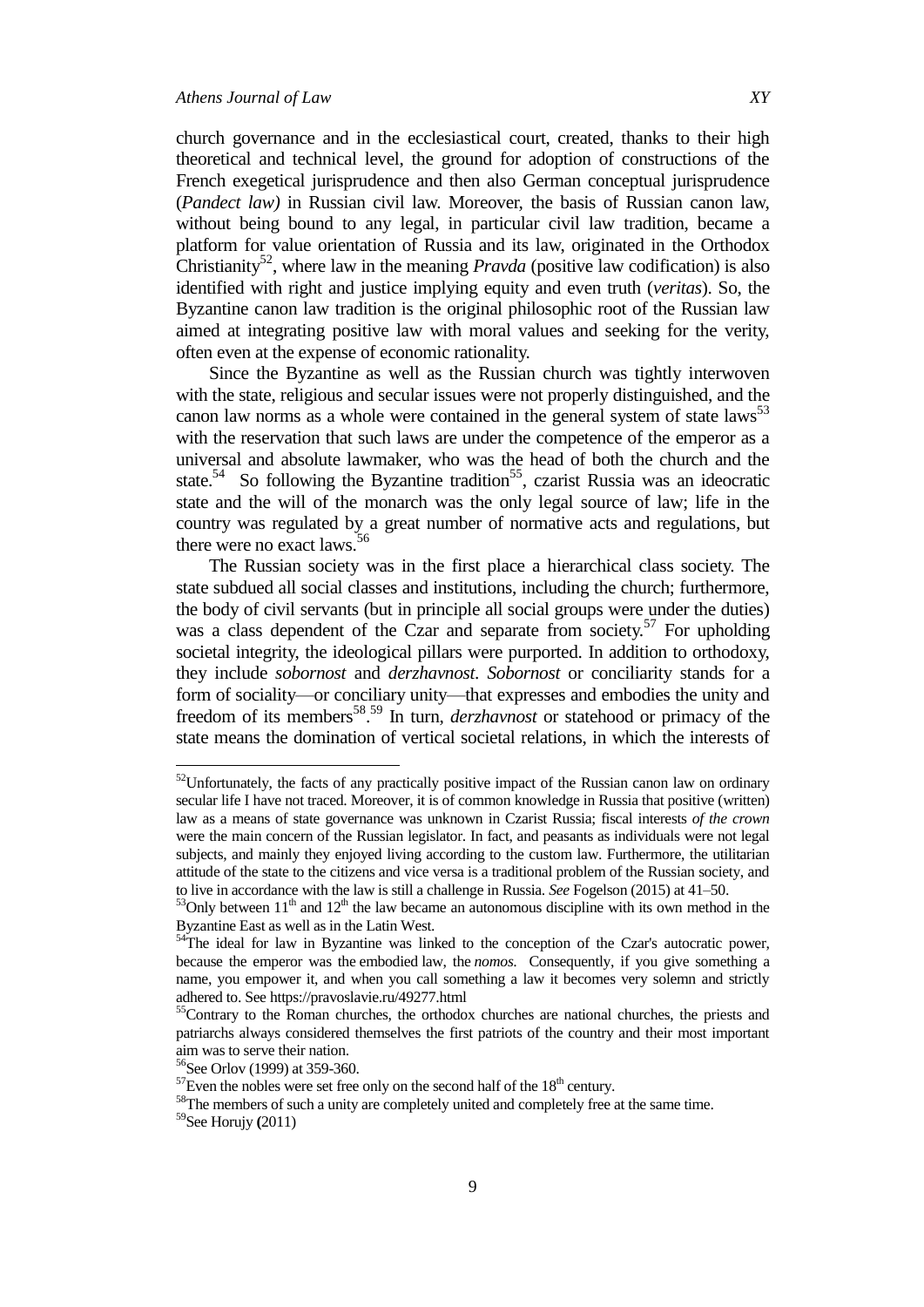church governance and in the ecclesiastical court, created, thanks to their high theoretical and technical level, the ground for adoption of constructions of the French exegetical jurisprudence and then also German conceptual jurisprudence (*Pandect law)* in Russian civil law. Moreover, the basis of Russian canon law, without being bound to any legal, in particular civil law tradition, became a platform for value orientation of Russia and its law, originated in the Orthodox Christianity[52], where law in the meaning *Pravda* (positive law codification) is also identified with right and justice implying equity and even truth (*veritas*). So, the Byzantine canon law tradition is the original philosophic root of the Russian law aimed at integrating positive law with moral values and seeking for the verity, often even at the expense of economic rationality.

Since the Byzantine as well as the Russian church was tightly interwoven with the state, religious and secular issues were not properly distinguished, and the canon law norms as a whole were contained in the general system of state laws[53] with the reservation that such laws are under the competence of the emperor as a universal and absolute lawmaker, who was the head of both the church and the state.[54] So following the Byzantine tradition[55], czarist Russia was an ideocratic state and the will of the monarch was the only legal source of law; life in the country was regulated by a great number of normative acts and regulations, but there were no exact laws.[56]

The Russian society was in the first place a hierarchical class society. The state subdued all social classes and institutions, including the church; furthermore, the body of civil servants (but in principle all social groups were under the duties) was a class dependent of the Czar and separate from society.[57] For upholding societal integrity, the ideological pillars were purported. In addition to orthodoxy, they include *sobornost* and *derzhavnost*. *Sobornost* or conciliarity stands for a form of sociality—or conciliary unity—that expresses and embodies the unity and freedom of its members[58].[59] In turn, *derzhavnost* or statehood or primacy of the state means the domination of vertical societal relations, in which the interests of

---

[52]Unfortunately, the facts of any practically positive impact of the Russian canon law on ordinary secular life I have not traced. Moreover, it is of common knowledge in Russia that positive (written) law as a means of state governance was unknown in Czarist Russia; fiscal interests *of the crown* were the main concern of the Russian legislator. In fact, and peasants as individuals were not legal subjects, and mainly they enjoyed living according to the custom law. Furthermore, the utilitarian attitude of the state to the citizens and vice versa is a traditional problem of the Russian society, and to live in accordance with the law is still a challenge in Russia. *See* Fogelson (2015) at 41–50.

[53]Only between 11th and 12th the law became an autonomous discipline with its own method in the Byzantine East as well as in the Latin West.

[54]The ideal for law in Byzantine was linked to the conception of the Czar's autocratic power, because the emperor was the embodied law, the *nomos.* Consequently, if you give something a name, you empower it, and when you call something a law it becomes very solemn and strictly adhered to. See https://pravoslavie.ru/49277.html

[55]Contrary to the Roman churches, the orthodox churches are national churches, the priests and patriarchs always considered themselves the first patriots of the country and their most important aim was to serve their nation.

[56]See Orlov (1999) at 359-360.

[57]Even the nobles were set free only on the second half of the 18th century.

[58]The members of such a unity are completely united and completely free at the same time.

[59]See Horujy (2011)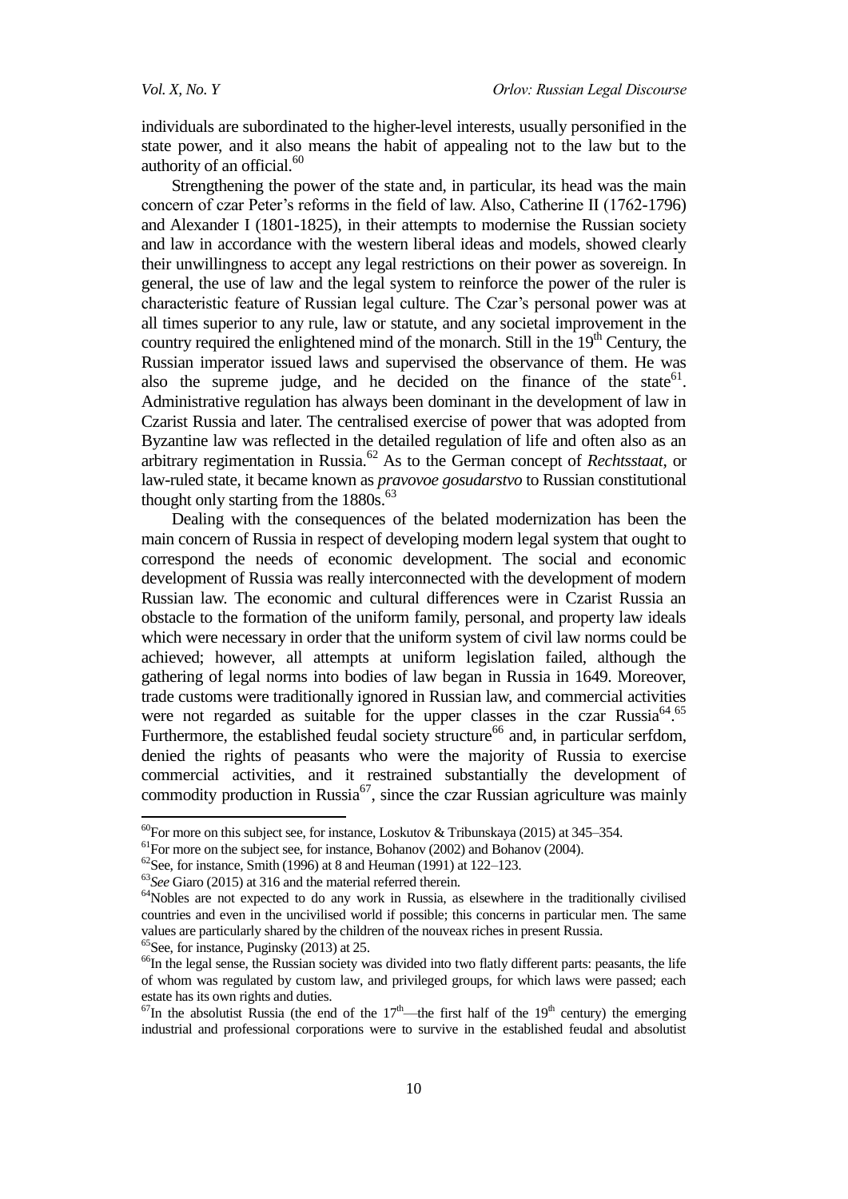individuals are subordinated to the higher-level interests, usually personified in the state power, and it also means the habit of appealing not to the law but to the authority of an official.[60]

Strengthening the power of the state and, in particular, its head was the main concern of czar Peter's reforms in the field of law. Also, Catherine II (1762-1796) and Alexander I (1801-1825), in their attempts to modernise the Russian society and law in accordance with the western liberal ideas and models, showed clearly their unwillingness to accept any legal restrictions on their power as sovereign. In general, the use of law and the legal system to reinforce the power of the ruler is characteristic feature of Russian legal culture. The Czar's personal power was at all times superior to any rule, law or statute, and any societal improvement in the country required the enlightened mind of the monarch. Still in the 19th Century, the Russian imperator issued laws and supervised the observance of them. He was also the supreme judge, and he decided on the finance of the state[61]. Administrative regulation has always been dominant in the development of law in Czarist Russia and later. The centralised exercise of power that was adopted from Byzantine law was reflected in the detailed regulation of life and often also as an arbitrary regimentation in Russia.[62] As to the German concept of *Rechtsstaat*, or law-ruled state, it became known as *pravovoe gosudarstvo* to Russian constitutional thought only starting from the 1880s.[63]

Dealing with the consequences of the belated modernization has been the main concern of Russia in respect of developing modern legal system that ought to correspond the needs of economic development. The social and economic development of Russia was really interconnected with the development of modern Russian law. The economic and cultural differences were in Czarist Russia an obstacle to the formation of the uniform family, personal, and property law ideals which were necessary in order that the uniform system of civil law norms could be achieved; however, all attempts at uniform legislation failed, although the gathering of legal norms into bodies of law began in Russia in 1649. Moreover, trade customs were traditionally ignored in Russian law, and commercial activities were not regarded as suitable for the upper classes in the czar Russia[64].[65] Furthermore, the established feudal society structure[66] and, in particular serfdom, denied the rights of peasants who were the majority of Russia to exercise commercial activities, and it restrained substantially the development of commodity production in Russia[67], since the czar Russian agriculture was mainly

---

[60]For more on this subject see, for instance, Loskutov & Tribunskaya (2015) at 345–354.

[61]For more on the subject see, for instance, Bohanov (2002) and Bohanov (2004).

[62]See, for instance, Smith (1996) at 8 and Heuman (1991) at 122–123.

[63]*See* Giaro (2015) at 316 and the material referred therein.

[64]Nobles are not expected to do any work in Russia, as elsewhere in the traditionally civilised countries and even in the uncivilised world if possible; this concerns in particular men. The same values are particularly shared by the children of the nouveax riches in present Russia.

[65]See, for instance, Puginsky (2013) at 25.

[66]In the legal sense, the Russian society was divided into two flatly different parts: peasants, the life of whom was regulated by custom law, and privileged groups, for which laws were passed; each estate has its own rights and duties.

[67]In the absolutist Russia (the end of the 17th—the first half of the 19th century) the emerging industrial and professional corporations were to survive in the established feudal and absolutist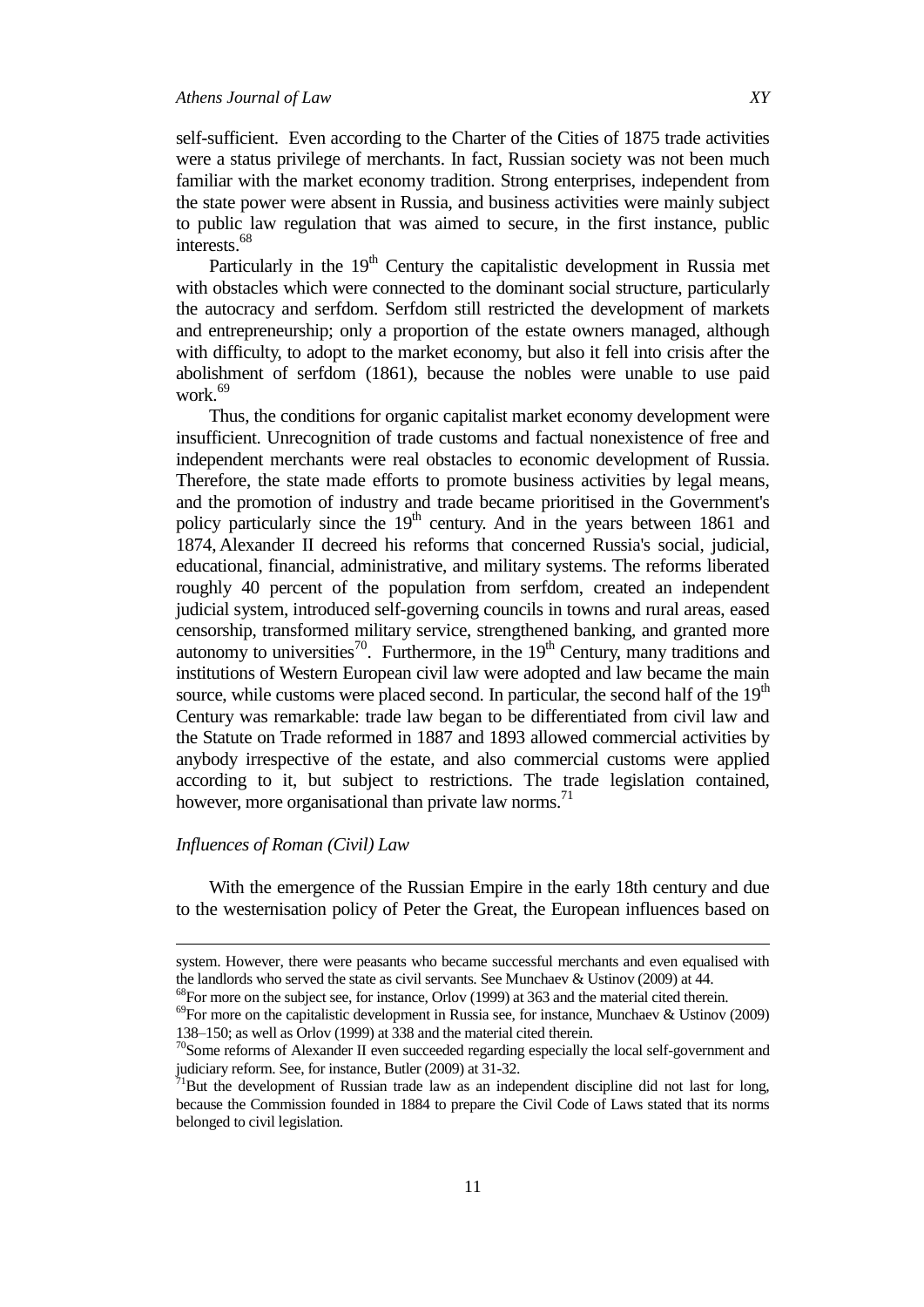self-sufficient. Even according to the Charter of the Cities of 1875 trade activities were a status privilege of merchants. In fact, Russian society was not been much familiar with the market economy tradition. Strong enterprises, independent from the state power were absent in Russia, and business activities were mainly subject to public law regulation that was aimed to secure, in the first instance, public interests.[68]

Particularly in the 19th Century the capitalistic development in Russia met with obstacles which were connected to the dominant social structure, particularly the autocracy and serfdom. Serfdom still restricted the development of markets and entrepreneurship; only a proportion of the estate owners managed, although with difficulty, to adopt to the market economy, but also it fell into crisis after the abolishment of serfdom (1861), because the nobles were unable to use paid work.[69]

Thus, the conditions for organic capitalist market economy development were insufficient. Unrecognition of trade customs and factual nonexistence of free and independent merchants were real obstacles to economic development of Russia. Therefore, the state made efforts to promote business activities by legal means, and the promotion of industry and trade became prioritised in the Government's policy particularly since the 19th century. And in the years between 1861 and 1874, Alexander II decreed his reforms that concerned Russia's social, judicial, educational, financial, administrative, and military systems. The reforms liberated roughly 40 percent of the population from serfdom, created an independent judicial system, introduced self-governing councils in towns and rural areas, eased censorship, transformed military service, strengthened banking, and granted more autonomy to universities[70]. Furthermore, in the 19th Century, many traditions and institutions of Western European civil law were adopted and law became the main source, while customs were placed second. In particular, the second half of the 19th Century was remarkable: trade law began to be differentiated from civil law and the Statute on Trade reformed in 1887 and 1893 allowed commercial activities by anybody irrespective of the estate, and also commercial customs were applied according to it, but subject to restrictions. The trade legislation contained, however, more organisational than private law norms.[71]

### *Influences of Roman (Civil) Law*

With the emergence of the Russian Empire in the early 18th century and due to the westernisation policy of Peter the Great, the European influences based on

---

system. However, there were peasants who became successful merchants and even equalised with the landlords who served the state as civil servants. See Munchaev & Ustinov (2009) at 44.

[68]For more on the subject see, for instance, Orlov (1999) at 363 and the material cited therein.

[69]For more on the capitalistic development in Russia see, for instance, Munchaev & Ustinov (2009) 138–150; as well as Orlov (1999) at 338 and the material cited therein.

[70]Some reforms of Alexander II even succeeded regarding especially the local self-government and judiciary reform. See, for instance, Butler (2009) at 31-32.

[71]But the development of Russian trade law as an independent discipline did not last for long, because the Commission founded in 1884 to prepare the Civil Code of Laws stated that its norms belonged to civil legislation.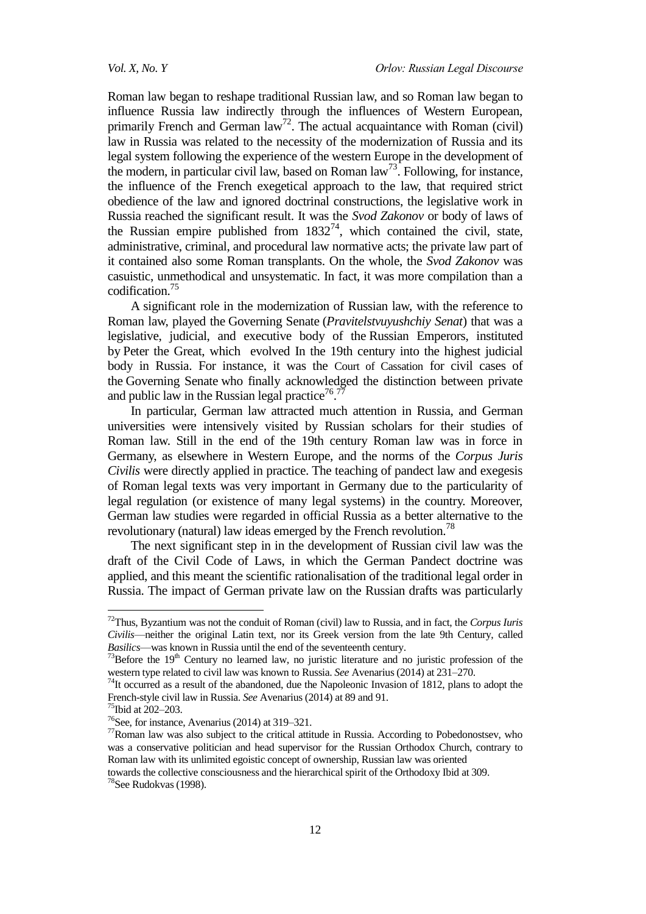Roman law began to reshape traditional Russian law, and so Roman law began to influence Russia law indirectly through the influences of Western European, primarily French and German law[72]. The actual acquaintance with Roman (civil) law in Russia was related to the necessity of the modernization of Russia and its legal system following the experience of the western Europe in the development of the modern, in particular civil law, based on Roman law[73]. Following, for instance, the influence of the French exegetical approach to the law, that required strict obedience of the law and ignored doctrinal constructions, the legislative work in Russia reached the significant result. It was the *Svod Zakonov* or body of laws of the Russian empire published from 1832[74], which contained the civil, state, administrative, criminal, and procedural law normative acts; the private law part of it contained also some Roman transplants. On the whole, the *Svod Zakonov* was casuistic, unmethodical and unsystematic. In fact, it was more compilation than a codification.[75]

A significant role in the modernization of Russian law, with the reference to Roman law, played the Governing Senate (*Pravitelstvuyushchiy Senat*) that was a legislative, judicial, and executive body of the Russian Emperors, instituted by Peter the Great, which evolved In the 19th century into the highest judicial body in Russia. For instance, it was the Court of Cassation for civil cases of the Governing Senate who finally acknowledged the distinction between private and public law in the Russian legal practice[76].[77]

In particular, German law attracted much attention in Russia, and German universities were intensively visited by Russian scholars for their studies of Roman law. Still in the end of the 19th century Roman law was in force in Germany, as elsewhere in Western Europe, and the norms of the *Corpus Juris Civilis* were directly applied in practice. The teaching of pandect law and exegesis of Roman legal texts was very important in Germany due to the particularity of legal regulation (or existence of many legal systems) in the country. Moreover, German law studies were regarded in official Russia as a better alternative to the revolutionary (natural) law ideas emerged by the French revolution.[78]

The next significant step in in the development of Russian civil law was the draft of the Civil Code of Laws, in which the German Pandect doctrine was applied, and this meant the scientific rationalisation of the traditional legal order in Russia. The impact of German private law on the Russian drafts was particularly

---

[72]Thus, Byzantium was not the conduit of Roman (civil) law to Russia, and in fact, the *Corpus Iuris Civilis*—neither the original Latin text, nor its Greek version from the late 9th Century, called *Basilics*—was known in Russia until the end of the seventeenth century.

[73]Before the 19th Century no learned law, no juristic literature and no juristic profession of the western type related to civil law was known to Russia. *See* Avenarius (2014) at 231–270.

[74]It occurred as a result of the abandoned, due the Napoleonic Invasion of 1812, plans to adopt the French-style civil law in Russia. *See* Avenarius (2014) at 89 and 91.

[75]Ibid at 202–203.

[76]See, for instance, Avenarius (2014) at 319–321.

[77]Roman law was also subject to the critical attitude in Russia. According to Pobedonostsev, who was a conservative politician and head supervisor for the Russian Orthodox Church, contrary to Roman law with its unlimited egoistic concept of ownership, Russian law was oriented towards the collective consciousness and the hierarchical spirit of the Orthodoxy Ibid at 309.

[78]See Rudokvas (1998).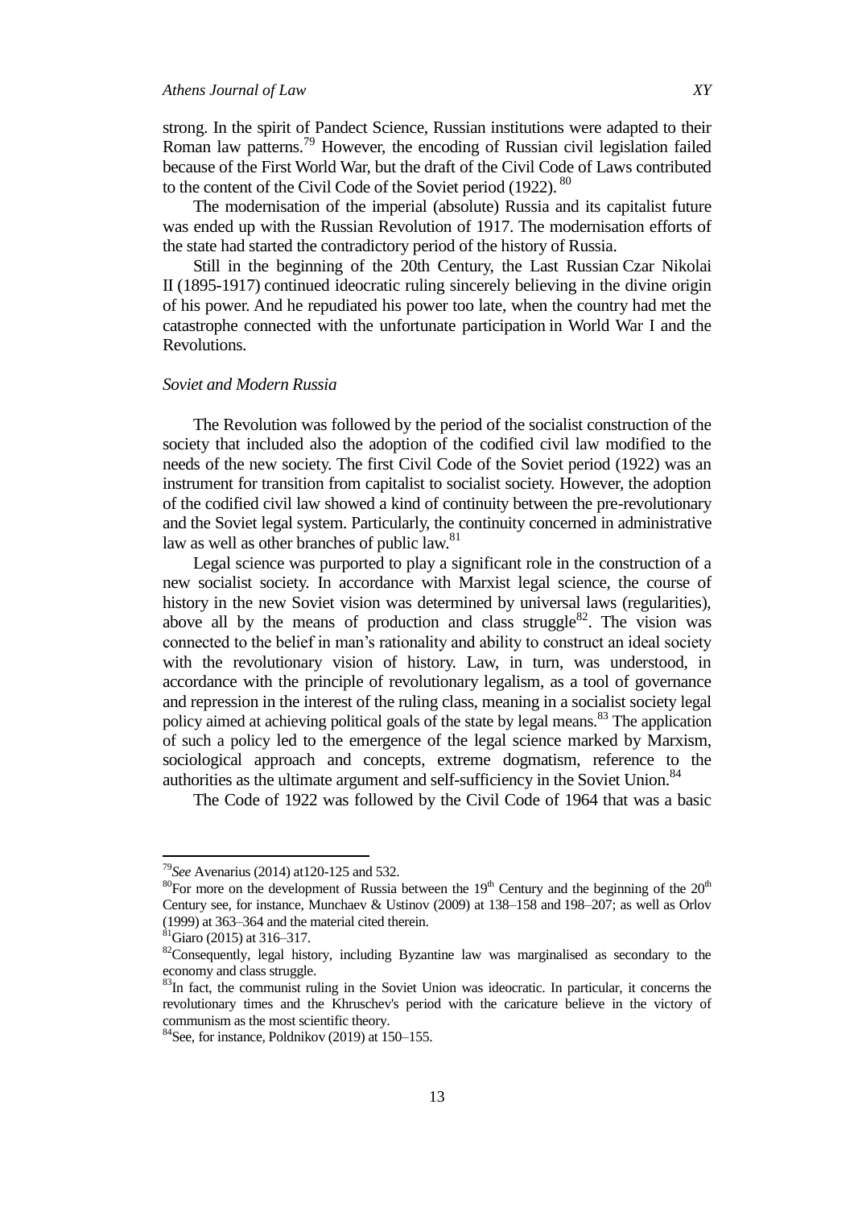strong. In the spirit of Pandect Science, Russian institutions were adapted to their Roman law patterns.[79] However, the encoding of Russian civil legislation failed because of the First World War, but the draft of the Civil Code of Laws contributed to the content of the Civil Code of the Soviet period (1922).[80]

The modernisation of the imperial (absolute) Russia and its capitalist future was ended up with the Russian Revolution of 1917. The modernisation efforts of the state had started the contradictory period of the history of Russia.

Still in the beginning of the 20th Century, the Last Russian Czar Nikolai II (1895-1917) continued ideocratic ruling sincerely believing in the divine origin of his power. And he repudiated his power too late, when the country had met the catastrophe connected with the unfortunate participation in World War I and the Revolutions.

### *Soviet and Modern Russia*

The Revolution was followed by the period of the socialist construction of the society that included also the adoption of the codified civil law modified to the needs of the new society. The first Civil Code of the Soviet period (1922) was an instrument for transition from capitalist to socialist society. However, the adoption of the codified civil law showed a kind of continuity between the pre-revolutionary and the Soviet legal system. Particularly, the continuity concerned in administrative law as well as other branches of public law.[81]

Legal science was purported to play a significant role in the construction of a new socialist society. In accordance with Marxist legal science, the course of history in the new Soviet vision was determined by universal laws (regularities), above all by the means of production and class struggle[82]. The vision was connected to the belief in man's rationality and ability to construct an ideal society with the revolutionary vision of history. Law, in turn, was understood, in accordance with the principle of revolutionary legalism, as a tool of governance and repression in the interest of the ruling class, meaning in a socialist society legal policy aimed at achieving political goals of the state by legal means.[83] The application of such a policy led to the emergence of the legal science marked by Marxism, sociological approach and concepts, extreme dogmatism, reference to the authorities as the ultimate argument and self-sufficiency in the Soviet Union.[84]

The Code of 1922 was followed by the Civil Code of 1964 that was a basic

---

[79] *See* Avenarius (2014) at120-125 and 532.

[80] For more on the development of Russia between the 19th Century and the beginning of the 20th Century see, for instance, Munchaev & Ustinov (2009) at 138–158 and 198–207; as well as Orlov (1999) at 363–364 and the material cited therein.

[81] Giaro (2015) at 316–317.

[82] Consequently, legal history, including Byzantine law was marginalised as secondary to the economy and class struggle.

[83] In fact, the communist ruling in the Soviet Union was ideocratic. In particular, it concerns the revolutionary times and the Khruschev's period with the caricature believe in the victory of communism as the most scientific theory.

[84] See, for instance, Poldnikov (2019) at 150–155.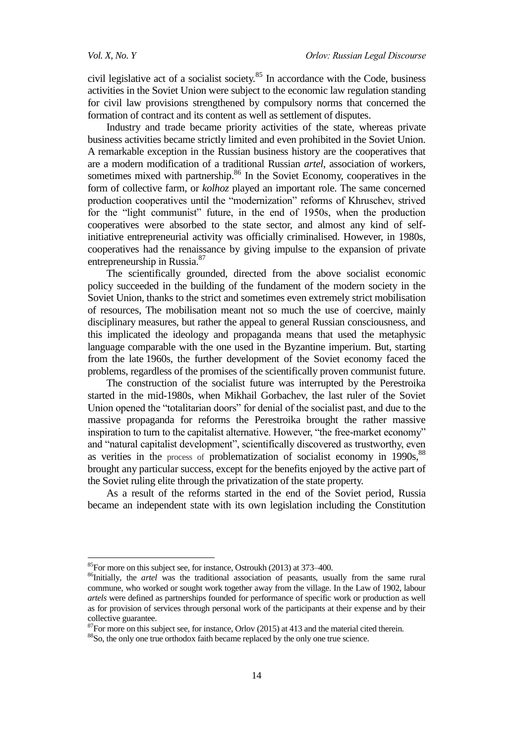civil legislative act of a socialist society.[85] In accordance with the Code, business activities in the Soviet Union were subject to the economic law regulation standing for civil law provisions strengthened by compulsory norms that concerned the formation of contract and its content as well as settlement of disputes.

Industry and trade became priority activities of the state, whereas private business activities became strictly limited and even prohibited in the Soviet Union. A remarkable exception in the Russian business history are the cooperatives that are a modern modification of a traditional Russian *artel*, association of workers, sometimes mixed with partnership.[86] In the Soviet Economy, cooperatives in the form of collective farm, or *kolhoz* played an important role. The same concerned production cooperatives until the "modernization" reforms of Khruschev, strived for the "light communist" future, in the end of 1950s, when the production cooperatives were absorbed to the state sector, and almost any kind of self-initiative entrepreneurial activity was officially criminalised. However, in 1980s, cooperatives had the renaissance by giving impulse to the expansion of private entrepreneurship in Russia.[87]

The scientifically grounded, directed from the above socialist economic policy succeeded in the building of the fundament of the modern society in the Soviet Union, thanks to the strict and sometimes even extremely strict mobilisation of resources, The mobilisation meant not so much the use of coercive, mainly disciplinary measures, but rather the appeal to general Russian consciousness, and this implicated the ideology and propaganda means that used the metaphysic language comparable with the one used in the Byzantine imperium. But, starting from the late 1960s, the further development of the Soviet economy faced the problems, regardless of the promises of the scientifically proven communist future.

The construction of the socialist future was interrupted by the Perestroika started in the mid-1980s, when Mikhail Gorbachev, the last ruler of the Soviet Union opened the "totalitarian doors" for denial of the socialist past, and due to the massive propaganda for reforms the Perestroika brought the rather massive inspiration to turn to the capitalist alternative. However, "the free-market economy" and "natural capitalist development", scientifically discovered as trustworthy, even as verities in the process of problematization of socialist economy in 1990s,[88] brought any particular success, except for the benefits enjoyed by the active part of the Soviet ruling elite through the privatization of the state property.

As a result of the reforms started in the end of the Soviet period, Russia became an independent state with its own legislation including the Constitution

---

[85] For more on this subject see, for instance, Ostroukh (2013) at 373–400.

[86] Initially, the *artel* was the traditional association of peasants, usually from the same rural commune, who worked or sought work together away from the village. In the Law of 1902, labour *artels* were defined as partnerships founded for performance of specific work or production as well as for provision of services through personal work of the participants at their expense and by their collective guarantee.

[87] For more on this subject see, for instance, Orlov (2015) at 413 and the material cited therein.

[88] So, the only one true orthodox faith became replaced by the only one true science.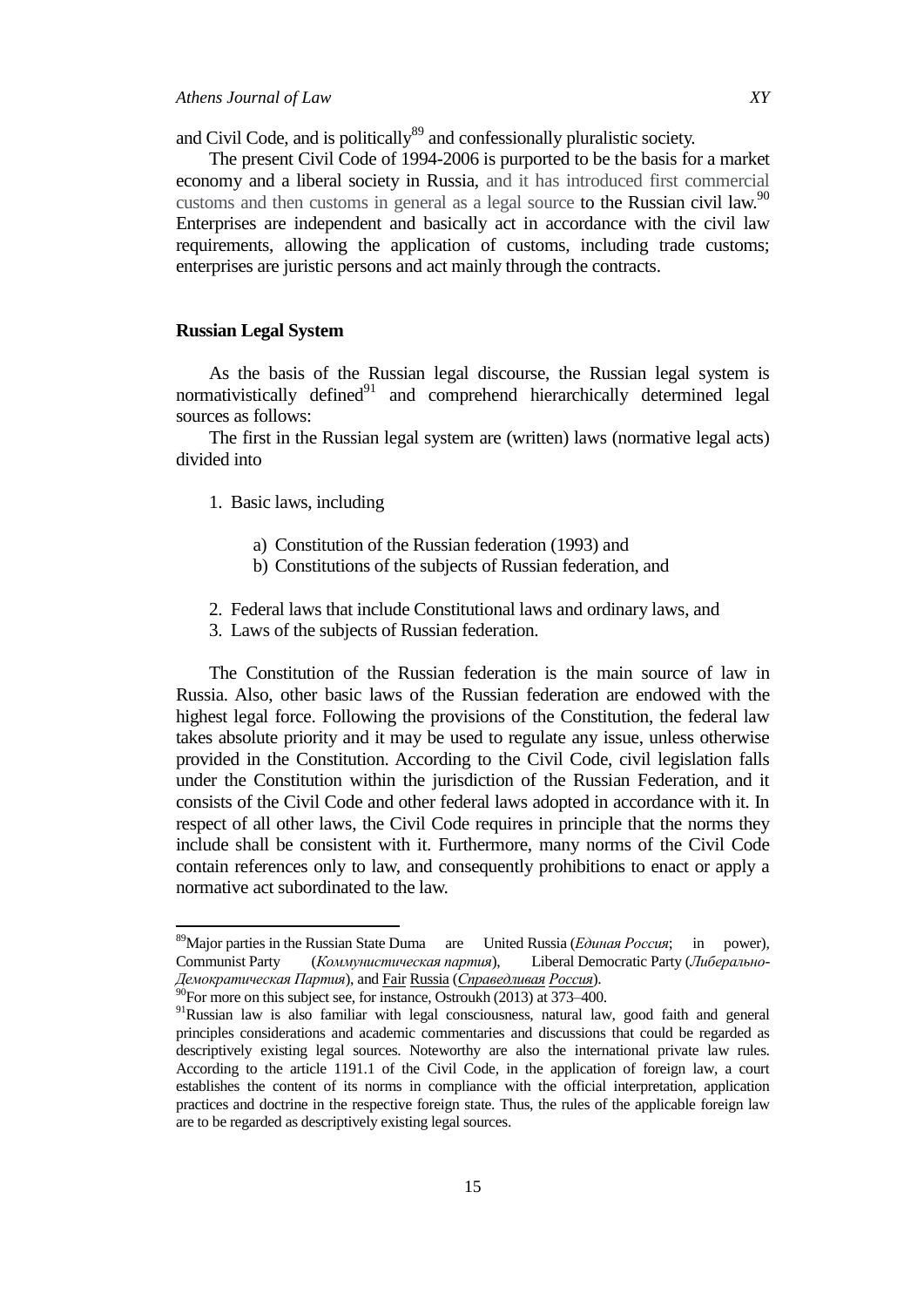and Civil Code, and is politically[89] and confessionally pluralistic society.

The present Civil Code of 1994-2006 is purported to be the basis for a market economy and a liberal society in Russia, and it has introduced first commercial customs and then customs in general as a legal source to the Russian civil law.[90] Enterprises are independent and basically act in accordance with the civil law requirements, allowing the application of customs, including trade customs; enterprises are juristic persons and act mainly through the contracts.

## Russian Legal System

As the basis of the Russian legal discourse, the Russian legal system is normativistically defined[91] and comprehend hierarchically determined legal sources as follows:

The first in the Russian legal system are (written) laws (normative legal acts) divided into

1. Basic laws, including
   a) Constitution of the Russian federation (1993) and
   b) Constitutions of the subjects of Russian federation, and
2. Federal laws that include Constitutional laws and ordinary laws, and
3. Laws of the subjects of Russian federation.

The Constitution of the Russian federation is the main source of law in Russia. Also, other basic laws of the Russian federation are endowed with the highest legal force. Following the provisions of the Constitution, the federal law takes absolute priority and it may be used to regulate any issue, unless otherwise provided in the Constitution. According to the Civil Code, civil legislation falls under the Constitution within the jurisdiction of the Russian Federation, and it consists of the Civil Code and other federal laws adopted in accordance with it. In respect of all other laws, the Civil Code requires in principle that the norms they include shall be consistent with it. Furthermore, many norms of the Civil Code contain references only to law, and consequently prohibitions to enact or apply a normative act subordinated to the law.

---

[89] Major parties in the Russian State Duma are United Russia (*Единая Россия*; in power), Communist Party (*Коммунистическая партия*), Liberal Democratic Party (*Либерально-Демократическая Партия*), and Fair Russia (*Справедливая Россия*).

[90] For more on this subject see, for instance, Ostroukh (2013) at 373–400.

[91] Russian law is also familiar with legal consciousness, natural law, good faith and general principles considerations and academic commentaries and discussions that could be regarded as descriptively existing legal sources. Noteworthy are also the international private law rules. According to the article 1191.1 of the Civil Code, in the application of foreign law, a court establishes the content of its norms in compliance with the official interpretation, application practices and doctrine in the respective foreign state. Thus, the rules of the applicable foreign law are to be regarded as descriptively existing legal sources.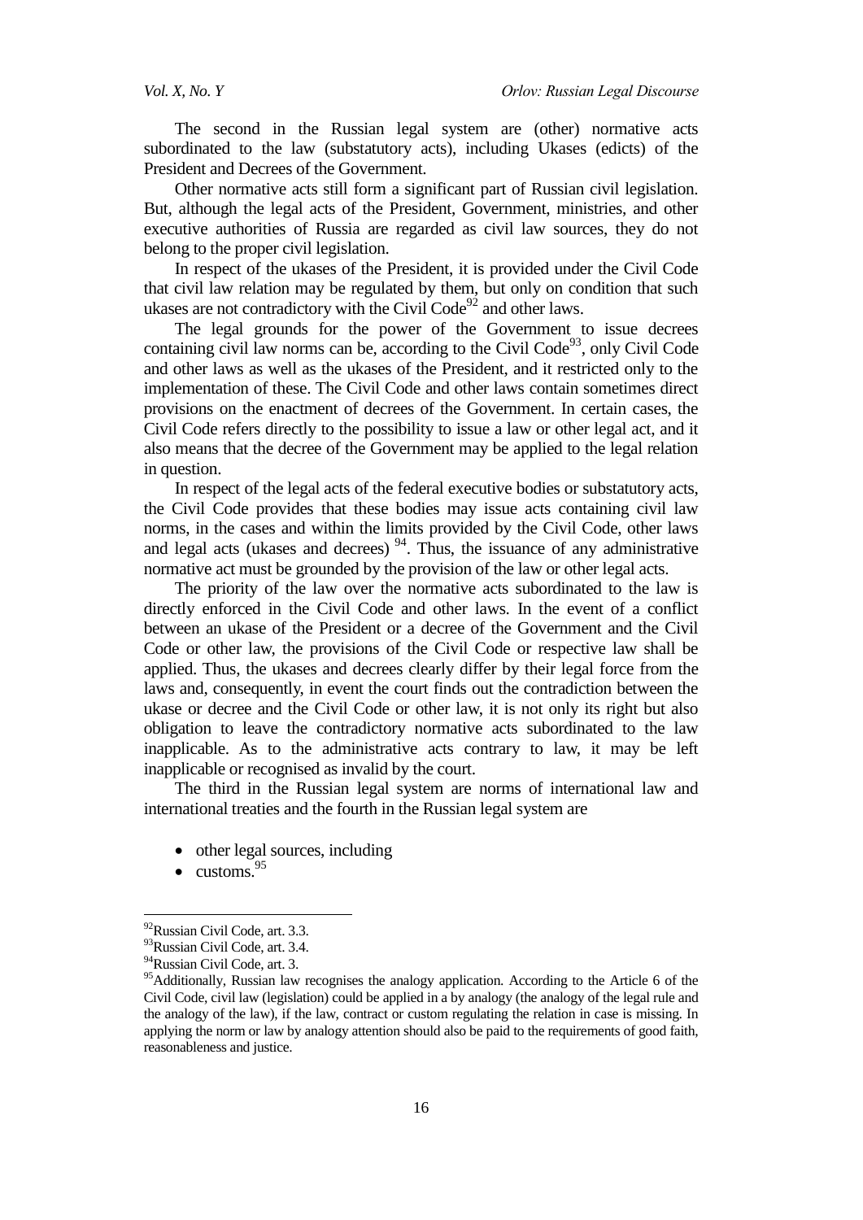The second in the Russian legal system are (other) normative acts subordinated to the law (substatutory acts), including Ukases (edicts) of the President and Decrees of the Government.

Other normative acts still form a significant part of Russian civil legislation. But, although the legal acts of the President, Government, ministries, and other executive authorities of Russia are regarded as civil law sources, they do not belong to the proper civil legislation.

In respect of the ukases of the President, it is provided under the Civil Code that civil law relation may be regulated by them, but only on condition that such ukases are not contradictory with the Civil Code[92] and other laws.

The legal grounds for the power of the Government to issue decrees containing civil law norms can be, according to the Civil Code[93], only Civil Code and other laws as well as the ukases of the President, and it restricted only to the implementation of these. The Civil Code and other laws contain sometimes direct provisions on the enactment of decrees of the Government. In certain cases, the Civil Code refers directly to the possibility to issue a law or other legal act, and it also means that the decree of the Government may be applied to the legal relation in question.

In respect of the legal acts of the federal executive bodies or substatutory acts, the Civil Code provides that these bodies may issue acts containing civil law norms, in the cases and within the limits provided by the Civil Code, other laws and legal acts (ukases and decrees) [94]. Thus, the issuance of any administrative normative act must be grounded by the provision of the law or other legal acts.

The priority of the law over the normative acts subordinated to the law is directly enforced in the Civil Code and other laws. In the event of a conflict between an ukase of the President or a decree of the Government and the Civil Code or other law, the provisions of the Civil Code or respective law shall be applied. Thus, the ukases and decrees clearly differ by their legal force from the laws and, consequently, in event the court finds out the contradiction between the ukase or decree and the Civil Code or other law, it is not only its right but also obligation to leave the contradictory normative acts subordinated to the law inapplicable. As to the administrative acts contrary to law, it may be left inapplicable or recognised as invalid by the court.

The third in the Russian legal system are norms of international law and international treaties and the fourth in the Russian legal system are

- other legal sources, including
- customs.[95]

---

[92] Russian Civil Code, art. 3.3.

[93] Russian Civil Code, art. 3.4.

[94] Russian Civil Code, art. 3.

[95] Additionally, Russian law recognises the analogy application. According to the Article 6 of the Civil Code, civil law (legislation) could be applied in a by analogy (the analogy of the legal rule and the analogy of the law), if the law, contract or custom regulating the relation in case is missing. In applying the norm or law by analogy attention should also be paid to the requirements of good faith, reasonableness and justice.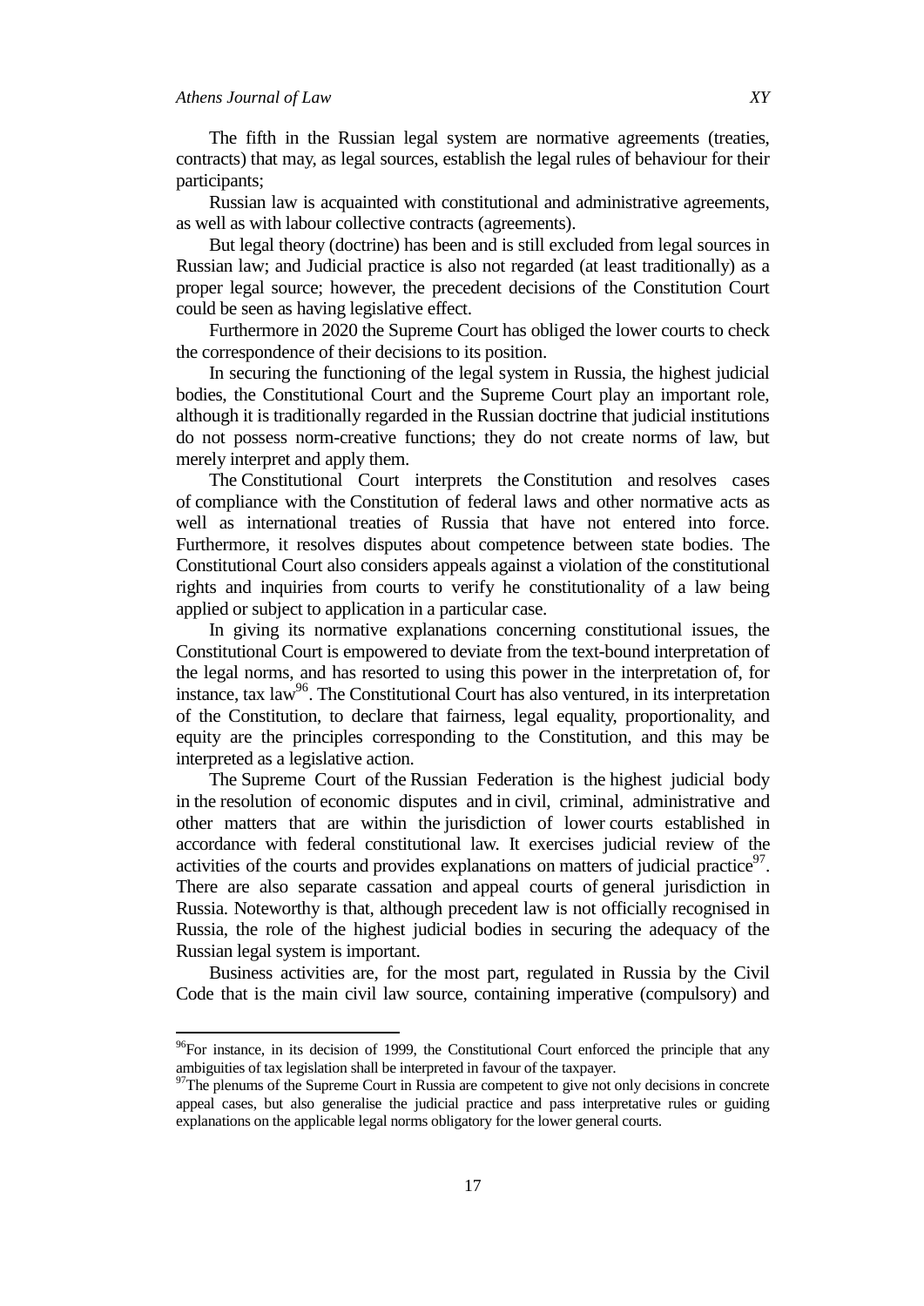The fifth in the Russian legal system are normative agreements (treaties, contracts) that may, as legal sources, establish the legal rules of behaviour for their participants;

Russian law is acquainted with constitutional and administrative agreements, as well as with labour collective contracts (agreements).

But legal theory (doctrine) has been and is still excluded from legal sources in Russian law; and Judicial practice is also not regarded (at least traditionally) as a proper legal source; however, the precedent decisions of the Constitution Court could be seen as having legislative effect.

Furthermore in 2020 the Supreme Court has obliged the lower courts to check the correspondence of their decisions to its position.

In securing the functioning of the legal system in Russia, the highest judicial bodies, the Constitutional Court and the Supreme Court play an important role, although it is traditionally regarded in the Russian doctrine that judicial institutions do not possess norm-creative functions; they do not create norms of law, but merely interpret and apply them.

The Constitutional Court interprets the Constitution and resolves cases of compliance with the Constitution of federal laws and other normative acts as well as international treaties of Russia that have not entered into force. Furthermore, it resolves disputes about competence between state bodies. The Constitutional Court also considers appeals against a violation of the constitutional rights and inquiries from courts to verify he constitutionality of a law being applied or subject to application in a particular case.

In giving its normative explanations concerning constitutional issues, the Constitutional Court is empowered to deviate from the text-bound interpretation of the legal norms, and has resorted to using this power in the interpretation of, for instance, tax law[96]. The Constitutional Court has also ventured, in its interpretation of the Constitution, to declare that fairness, legal equality, proportionality, and equity are the principles corresponding to the Constitution, and this may be interpreted as a legislative action.

The Supreme Court of the Russian Federation is the highest judicial body in the resolution of economic disputes and in civil, criminal, administrative and other matters that are within the jurisdiction of lower courts established in accordance with federal constitutional law. It exercises judicial review of the activities of the courts and provides explanations on matters of judicial practice[97]. There are also separate cassation and appeal courts of general jurisdiction in Russia. Noteworthy is that, although precedent law is not officially recognised in Russia, the role of the highest judicial bodies in securing the adequacy of the Russian legal system is important.

Business activities are, for the most part, regulated in Russia by the Civil Code that is the main civil law source, containing imperative (compulsory) and

---

[96]For instance, in its decision of 1999, the Constitutional Court enforced the principle that any ambiguities of tax legislation shall be interpreted in favour of the taxpayer.

[97]The plenums of the Supreme Court in Russia are competent to give not only decisions in concrete appeal cases, but also generalise the judicial practice and pass interpretative rules or guiding explanations on the applicable legal norms obligatory for the lower general courts.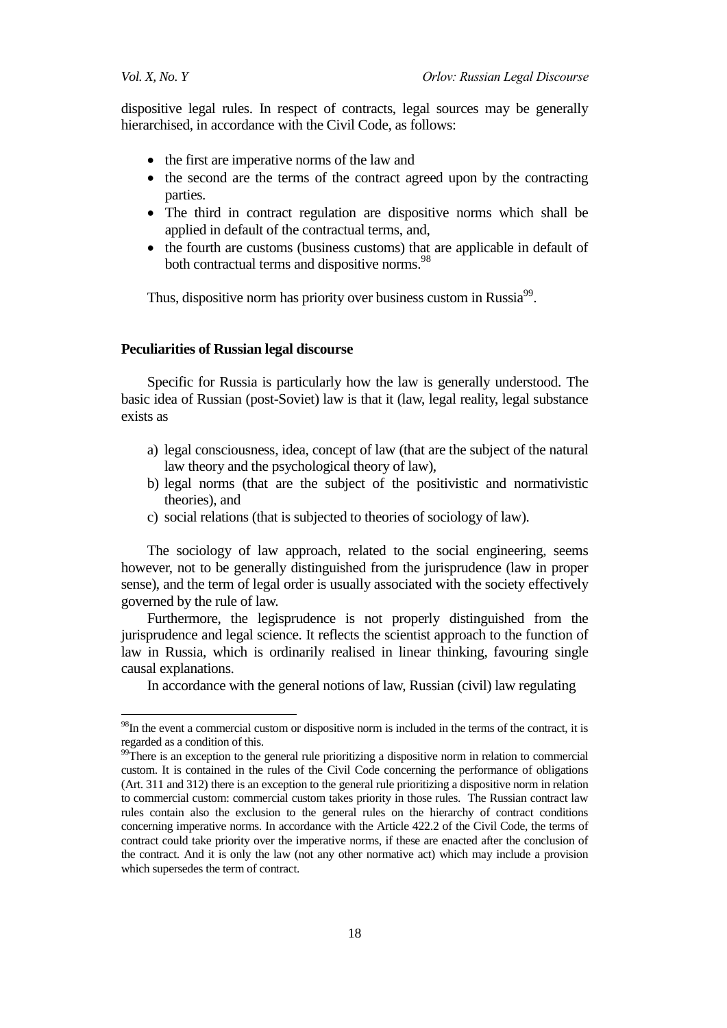dispositive legal rules. In respect of contracts, legal sources may be generally hierarchised, in accordance with the Civil Code, as follows:

- the first are imperative norms of the law and
- the second are the terms of the contract agreed upon by the contracting parties.
- The third in contract regulation are dispositive norms which shall be applied in default of the contractual terms, and,
- the fourth are customs (business customs) that are applicable in default of both contractual terms and dispositive norms.[98]

Thus, dispositive norm has priority over business custom in Russia[99].

**Peculiarities of Russian legal discourse**

Specific for Russia is particularly how the law is generally understood. The basic idea of Russian (post-Soviet) law is that it (law, legal reality, legal substance exists as

a) legal consciousness, idea, concept of law (that are the subject of the natural law theory and the psychological theory of law),
b) legal norms (that are the subject of the positivistic and normativistic theories), and
c) social relations (that is subjected to theories of sociology of law).

The sociology of law approach, related to the social engineering, seems however, not to be generally distinguished from the jurisprudence (law in proper sense), and the term of legal order is usually associated with the society effectively governed by the rule of law.

Furthermore, the legisprudence is not properly distinguished from the jurisprudence and legal science. It reflects the scientist approach to the function of law in Russia, which is ordinarily realised in linear thinking, favouring single causal explanations.

In accordance with the general notions of law, Russian (civil) law regulating

---

[98]In the event a commercial custom or dispositive norm is included in the terms of the contract, it is regarded as a condition of this.

[99]There is an exception to the general rule prioritizing a dispositive norm in relation to commercial custom. It is contained in the rules of the Civil Code concerning the performance of obligations (Art. 311 and 312) there is an exception to the general rule prioritizing a dispositive norm in relation to commercial custom: commercial custom takes priority in those rules. The Russian contract law rules contain also the exclusion to the general rules on the hierarchy of contract conditions concerning imperative norms. In accordance with the Article 422.2 of the Civil Code, the terms of contract could take priority over the imperative norms, if these are enacted after the conclusion of the contract. And it is only the law (not any other normative act) which may include a provision which supersedes the term of contract.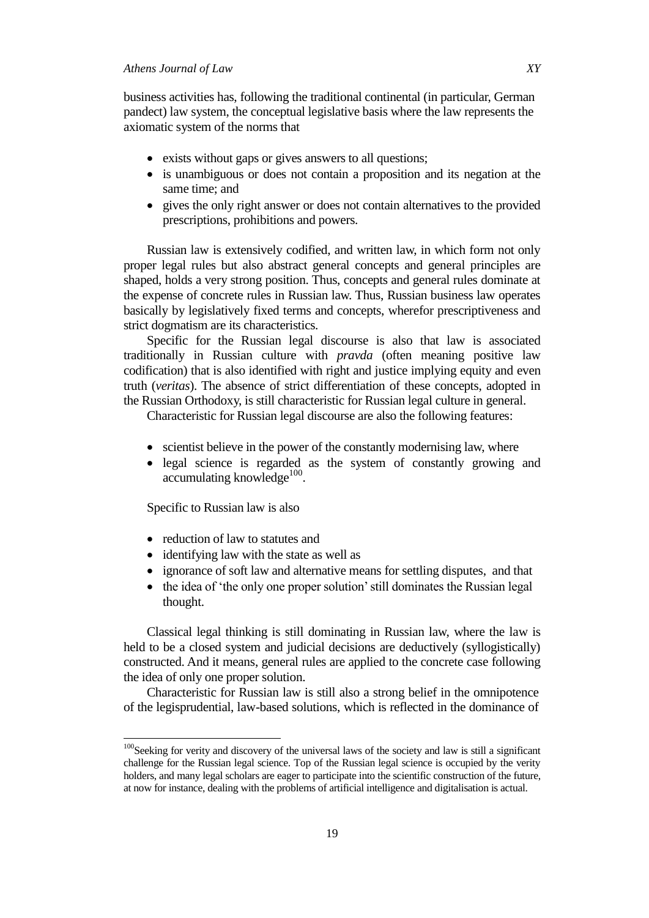business activities has, following the traditional continental (in particular, German pandect) law system, the conceptual legislative basis where the law represents the axiomatic system of the norms that

- exists without gaps or gives answers to all questions;
- is unambiguous or does not contain a proposition and its negation at the same time; and
- gives the only right answer or does not contain alternatives to the provided prescriptions, prohibitions and powers.

Russian law is extensively codified, and written law, in which form not only proper legal rules but also abstract general concepts and general principles are shaped, holds a very strong position. Thus, concepts and general rules dominate at the expense of concrete rules in Russian law. Thus, Russian business law operates basically by legislatively fixed terms and concepts, wherefor prescriptiveness and strict dogmatism are its characteristics.

Specific for the Russian legal discourse is also that law is associated traditionally in Russian culture with *pravda* (often meaning positive law codification) that is also identified with right and justice implying equity and even truth (*veritas*). The absence of strict differentiation of these concepts, adopted in the Russian Orthodoxy, is still characteristic for Russian legal culture in general.

Characteristic for Russian legal discourse are also the following features:

- scientist believe in the power of the constantly modernising law, where
- legal science is regarded as the system of constantly growing and accumulating knowledge[100].

Specific to Russian law is also

- reduction of law to statutes and
- identifying law with the state as well as
- ignorance of soft law and alternative means for settling disputes, and that
- the idea of 'the only one proper solution' still dominates the Russian legal thought.

Classical legal thinking is still dominating in Russian law, where the law is held to be a closed system and judicial decisions are deductively (syllogistically) constructed. And it means, general rules are applied to the concrete case following the idea of only one proper solution.

Characteristic for Russian law is still also a strong belief in the omnipotence of the legisprudential, law-based solutions, which is reflected in the dominance of

[100]Seeking for verity and discovery of the universal laws of the society and law is still a significant challenge for the Russian legal science. Top of the Russian legal science is occupied by the verity holders, and many legal scholars are eager to participate into the scientific construction of the future, at now for instance, dealing with the problems of artificial intelligence and digitalisation is actual.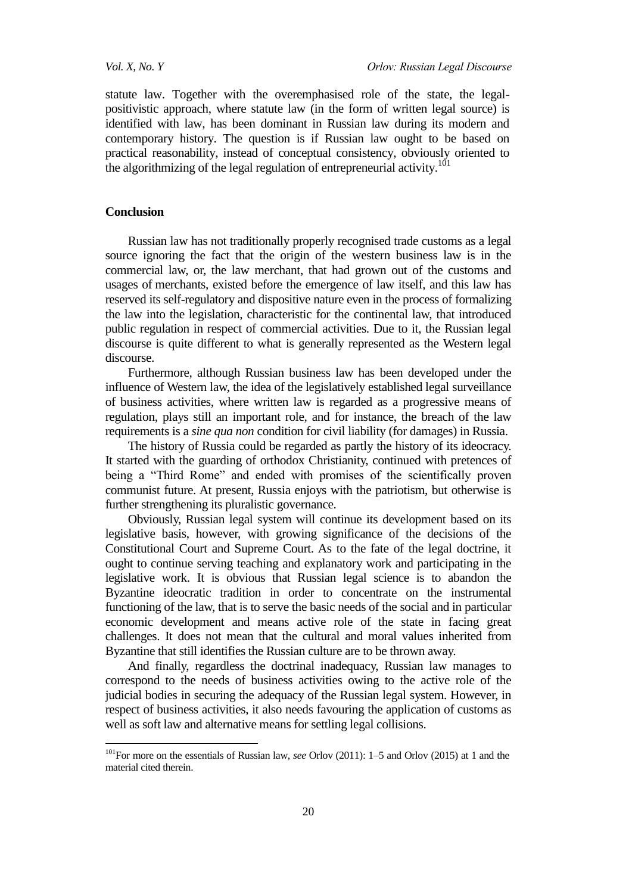statute law. Together with the overemphasised role of the state, the legal-positivistic approach, where statute law (in the form of written legal source) is identified with law, has been dominant in Russian law during its modern and contemporary history. The question is if Russian law ought to be based on practical reasonability, instead of conceptual consistency, obviously oriented to the algorithmizing of the legal regulation of entrepreneurial activity.[101]

## Conclusion

Russian law has not traditionally properly recognised trade customs as a legal source ignoring the fact that the origin of the western business law is in the commercial law, or, the law merchant, that had grown out of the customs and usages of merchants, existed before the emergence of law itself, and this law has reserved its self-regulatory and dispositive nature even in the process of formalizing the law into the legislation, characteristic for the continental law, that introduced public regulation in respect of commercial activities. Due to it, the Russian legal discourse is quite different to what is generally represented as the Western legal discourse.

Furthermore, although Russian business law has been developed under the influence of Western law, the idea of the legislatively established legal surveillance of business activities, where written law is regarded as a progressive means of regulation, plays still an important role, and for instance, the breach of the law requirements is a *sine qua non* condition for civil liability (for damages) in Russia.

The history of Russia could be regarded as partly the history of its ideocracy. It started with the guarding of orthodox Christianity, continued with pretences of being a "Third Rome" and ended with promises of the scientifically proven communist future. At present, Russia enjoys with the patriotism, but otherwise is further strengthening its pluralistic governance.

Obviously, Russian legal system will continue its development based on its legislative basis, however, with growing significance of the decisions of the Constitutional Court and Supreme Court. As to the fate of the legal doctrine, it ought to continue serving teaching and explanatory work and participating in the legislative work. It is obvious that Russian legal science is to abandon the Byzantine ideocratic tradition in order to concentrate on the instrumental functioning of the law, that is to serve the basic needs of the social and in particular economic development and means active role of the state in facing great challenges. It does not mean that the cultural and moral values inherited from Byzantine that still identifies the Russian culture are to be thrown away.

And finally, regardless the doctrinal inadequacy, Russian law manages to correspond to the needs of business activities owing to the active role of the judicial bodies in securing the adequacy of the Russian legal system. However, in respect of business activities, it also needs favouring the application of customs as well as soft law and alternative means for settling legal collisions.

---

[101]For more on the essentials of Russian law, *see* Orlov (2011): 1–5 and Orlov (2015) at 1 and the material cited therein.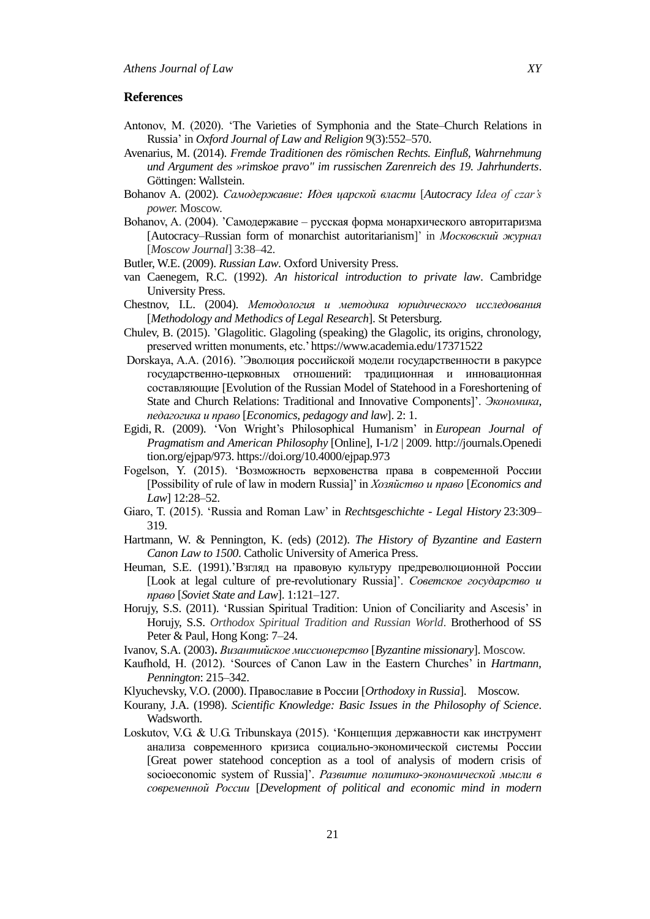## References

Antonov, M. (2020). 'The Varieties of Symphonia and the State–Church Relations in Russia' in *Oxford Journal of Law and Religion* 9(3):552–570.

Avenarius, M. (2014). *Fremde Traditionen des römischen Rechts. Einfluß, Wahrnehmung und Argument des »rimskoe pravo" im russischen Zarenreich des 19. Jahrhunderts*. Göttingen: Wallstein.

Bohanov A. (2002). *Самодержавие: Идея царской власти* [*Autocracy Idea of czar's power.* Moscow.

Bohanov, A. (2004). 'Самодержавие – русская форма монархического авторитаризма [Autocracy–Russian form of monarchist autoritarianism]' in *Московский журнал* [*Moscow Journal*] 3:38–42.

Butler, W.E. (2009). *Russian Law*. Oxford University Press.

van Caenegem, R.C. (1992). *An historical introduction to private law*. Cambridge University Press.

Chestnov, I.L. (2004). *Методология и методика юридического исследования* [*Methodology and Methodics of Legal Research*]. St Petersburg.

Chulev, B. (2015). 'Glagolitic. Glagoling (speaking) the Glagolic, its origins, chronology, preserved written monuments, etc.' https://www.academia.edu/17371522

Dorskaya, A.A. (2016). 'Эволюция российской модели государственности в ракурсе государственно-церковных отношений: традиционная и инновационная составляющие [Evolution of the Russian Model of Statehood in a Foreshortening of State and Church Relations: Traditional and Innovative Components]'. *Экономика, педагогика и право* [*Economics, pedagogy and law*]. 2: 1.

Egidi, R. (2009). 'Von Wright's Philosophical Humanism' in *European Journal of Pragmatism and American Philosophy* [Online], I-1/2 | 2009. http://journals.Openedition.org/ejpap/973. https://doi.org/10.4000/ejpap.973

Fogelson, Y. (2015). 'Возможность верховенства права в современной России [Possibility of rule of law in modern Russia]' in *Хозяйство и право* [*Economics and Law*] 12:28–52.

Giaro, T. (2015). 'Russia and Roman Law' in *Rechtsgeschichte - Legal History* 23:309–319.

Hartmann, W. & Pennington, K. (eds) (2012). *The History of Byzantine and Eastern Canon Law to 1500*. Catholic University of America Press.

Heuman, S.E. (1991).'Взгляд на правовую культуру предреволюционной России [Look at legal culture of pre-revolutionary Russia]'. *Советское государство и право* [*Soviet State and Law*]. 1:121–127.

Horujy, S.S. (2011). 'Russian Spiritual Tradition: Union of Conciliarity and Ascesis' in Horujy, S.S. *Orthodox Spiritual Tradition and Russian World*. Brotherhood of SS Peter & Paul, Hong Kong: 7–24.

Ivanov, S.A. (2003). *Византийское миссионерство* [*Byzantine missionary*]. Moscow.

Kaufhold, H. (2012). 'Sources of Canon Law in the Eastern Churches' in *Hartmann, Pennington*: 215–342.

Klyuchevsky, V.O. (2000). Православие в России [*Orthodoxy in Russia*]. Moscow.

Kourany, J.A. (1998). *Scientific Knowledge: Basic Issues in the Philosophy of Science*. Wadsworth.

Loskutov, V.G. & U.G. Tribunskaya (2015). 'Концепция державности как инструмент анализа современного кризиса социально-экономической системы России [Great power statehood conception as a tool of analysis of modern crisis of socioeconomic system of Russia]'. *Развитие политико-экономической мысли в современной России* [*Development of political and economic mind in modern*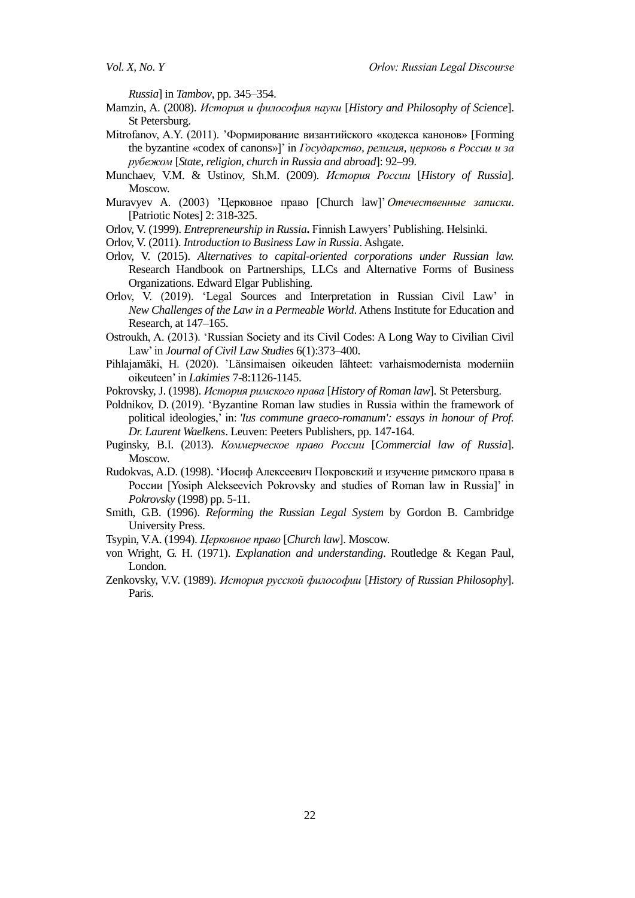*Russia*] in *Tambov*, pp. 345–354.

Mamzin, A. (2008). *История и философия науки* [*History and Philosophy of Science*]. St Petersburg.

Mitrofanov, A.Y. (2011). 'Формирование византийского «кодекса канонов» [Forming the byzantine «codex of canons»]' in *Государство, религия, церковь в России и за рубежом* [*State, religion, church in Russia and abroad*]: 92–99.

Munchaev, V.M. & Ustinov, Sh.M. (2009). *История России* [*History of Russia*]. Moscow.

Muravyev A. (2003) 'Церковное право [Church law]' *Отечественные записки*. [Patriotic Notes] 2: 318-325.

Orlov, V. (1999). *Entrepreneurship in Russia***.** Finnish Lawyers' Publishing. Helsinki.

Orlov, V. (2011). *Introduction to Business Law in Russia*. Ashgate.

Orlov, V. (2015). *Alternatives to capital-oriented corporations under Russian law.* Research Handbook on Partnerships, LLCs and Alternative Forms of Business Organizations. Edward Elgar Publishing.

Orlov, V. (2019). 'Legal Sources and Interpretation in Russian Civil Law' in *New Challenges of the Law in a Permeable World*. Athens Institute for Education and Research, at 147–165.

Ostroukh, A. (2013). 'Russian Society and its Civil Codes: A Long Way to Civilian Civil Law' in *Journal of Civil Law Studies* 6(1):373–400.

Pihlajamäki, H. (2020). 'Länsimaisen oikeuden lähteet: varhaismodernista moderniin oikeuteen' in *Lakimies* 7-8:1126-1145.

Pokrovsky, J. (1998). *История римского права* [*History of Roman law*]. St Petersburg.

Poldnikov, D. (2019). 'Byzantine Roman law studies in Russia within the framework of political ideologies,' in: *'Ius commune graeco-romanum': essays in honour of Prof. Dr. Laurent Waelkens*. Leuven: Peeters Publishers, pp. 147-164.

Puginsky, B.I. (2013). *Коммерческое право России* [*Commercial law of Russia*]. Moscow.

Rudokvas, A.D. (1998). 'Иосиф Алексеевич Покровский и изучение римского права в России [Yosiph Alekseevich Pokrovsky and studies of Roman law in Russia]' in *Pokrovsky* (1998) pp. 5-11.

Smith, G.B. (1996). *Reforming the Russian Legal System* by Gordon B. Cambridge University Press.

Tsypin, V.A. (1994). *Церковное право* [*Church law*]. Moscow.

von Wright, G. H. (1971). *Explanation and understanding*. Routledge & Kegan Paul, London.

Zenkovsky, V.V. (1989). *История русской философии* [*History of Russian Philosophy*]. Paris.